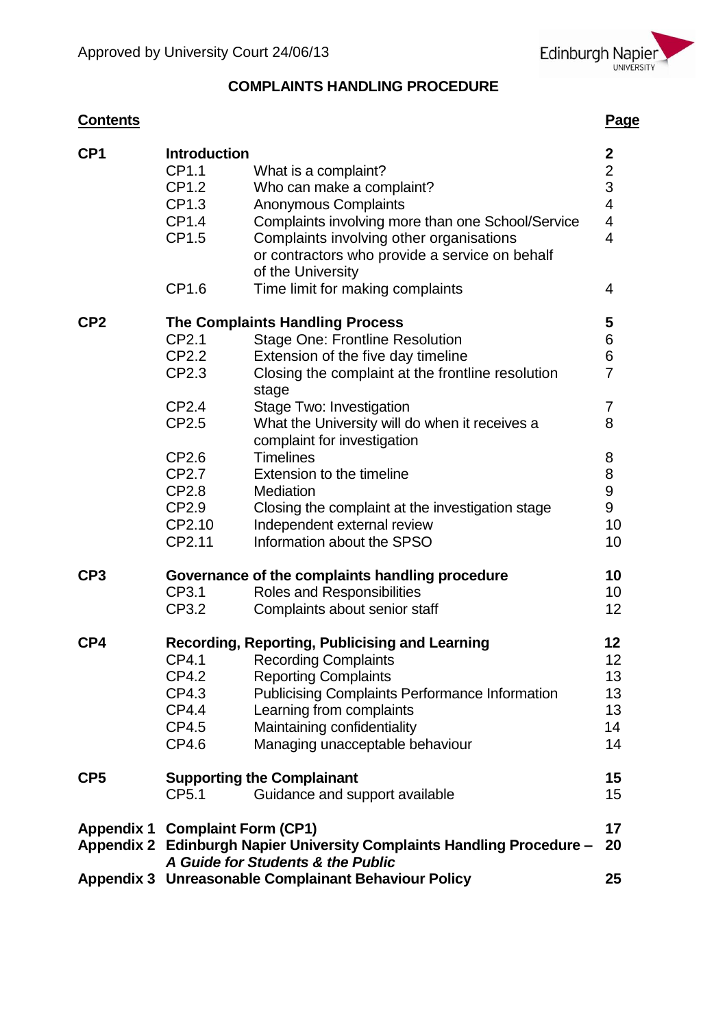Approved by University Court 24/06/13

# COMPLAINTS HANDLING PROCEDURE

| **Contents** | | | **Page** |
|---|---|---|---|
| **CP1** | **Introduction** | | **2** |
| | CP1.1 | What is a complaint? | 2 |
| | CP1.2 | Who can make a complaint? | 3 |
| | CP1.3 | Anonymous Complaints | 4 |
| | CP1.4 | Complaints involving more than one School/Service | 4 |
| | CP1.5 | Complaints involving other organisations or contractors who provide a service on behalf of the University | 4 |
| | CP1.6 | Time limit for making complaints | 4 |
| **CP2** | **The Complaints Handling Process** | | **5** |
| | CP2.1 | Stage One: Frontline Resolution | 6 |
| | CP2.2 | Extension of the five day timeline | 6 |
| | CP2.3 | Closing the complaint at the frontline resolution stage | 7 |
| | CP2.4 | Stage Two: Investigation | 7 |
| | CP2.5 | What the University will do when it receives a complaint for investigation | 8 |
| | CP2.6 | Timelines | 8 |
| | CP2.7 | Extension to the timeline | 8 |
| | CP2.8 | Mediation | 9 |
| | CP2.9 | Closing the complaint at the investigation stage | 9 |
| | CP2.10 | Independent external review | 10 |
| | CP2.11 | Information about the SPSO | 10 |
| **CP3** | **Governance of the complaints handling procedure** | | **10** |
| | CP3.1 | Roles and Responsibilities | 10 |
| | CP3.2 | Complaints about senior staff | 12 |
| **CP4** | **Recording, Reporting, Publicising and Learning** | | **12** |
| | CP4.1 | Recording Complaints | 12 |
| | CP4.2 | Reporting Complaints | 13 |
| | CP4.3 | Publicising Complaints Performance Information | 13 |
| | CP4.4 | Learning from complaints | 13 |
| | CP4.5 | Maintaining confidentiality | 14 |
| | CP4.6 | Managing unacceptable behaviour | 14 |
| **CP5** | **Supporting the Complainant** | | **15** |
| | CP5.1 | Guidance and support available | 15 |
| **Appendix 1** | **Complaint Form (CP1)** | | **17** |
| **Appendix 2** | **Edinburgh Napier University Complaints Handling Procedure – *A Guide for Students & the Public*** | | **20** |
| **Appendix 3** | **Unreasonable Complainant Behaviour Policy** | | **25** |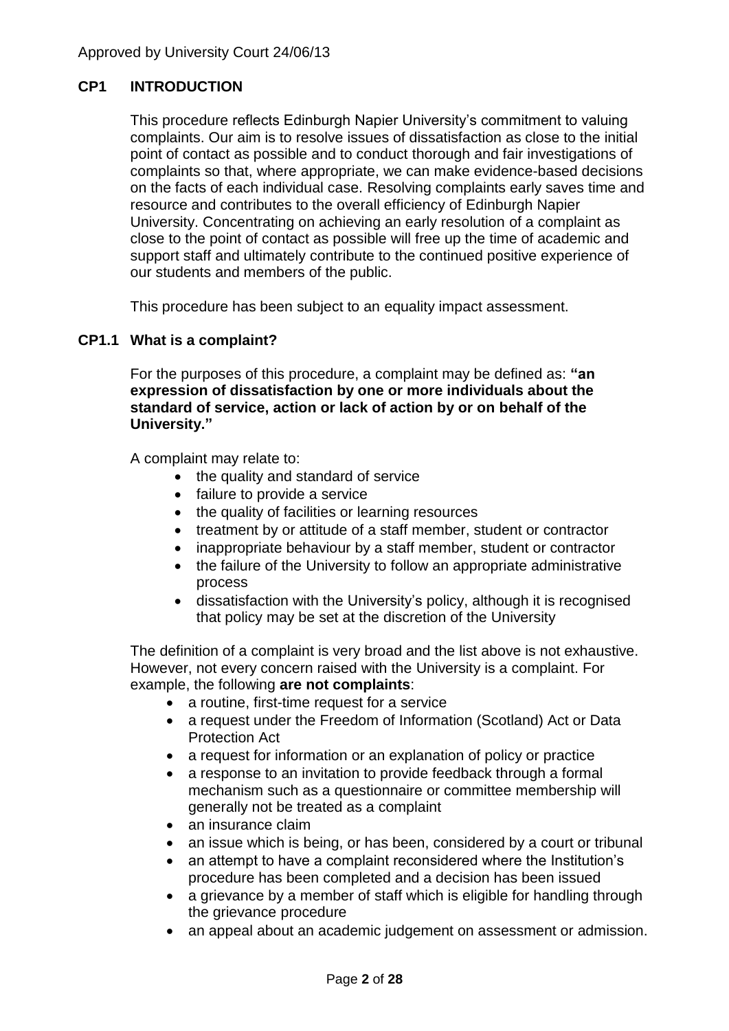Approved by University Court 24/06/13

## CP1 INTRODUCTION

This procedure reflects Edinburgh Napier University's commitment to valuing complaints. Our aim is to resolve issues of dissatisfaction as close to the initial point of contact as possible and to conduct thorough and fair investigations of complaints so that, where appropriate, we can make evidence-based decisions on the facts of each individual case. Resolving complaints early saves time and resource and contributes to the overall efficiency of Edinburgh Napier University. Concentrating on achieving an early resolution of a complaint as close to the point of contact as possible will free up the time of academic and support staff and ultimately contribute to the continued positive experience of our students and members of the public.

This procedure has been subject to an equality impact assessment.

### CP1.1 What is a complaint?

For the purposes of this procedure, a complaint may be defined as: **"an expression of dissatisfaction by one or more individuals about the standard of service, action or lack of action by or on behalf of the University."**

A complaint may relate to:

- the quality and standard of service
- failure to provide a service
- the quality of facilities or learning resources
- treatment by or attitude of a staff member, student or contractor
- inappropriate behaviour by a staff member, student or contractor
- the failure of the University to follow an appropriate administrative process
- dissatisfaction with the University's policy, although it is recognised that policy may be set at the discretion of the University

The definition of a complaint is very broad and the list above is not exhaustive. However, not every concern raised with the University is a complaint. For example, the following **are not complaints**:

- a routine, first-time request for a service
- a request under the Freedom of Information (Scotland) Act or Data Protection Act
- a request for information or an explanation of policy or practice
- a response to an invitation to provide feedback through a formal mechanism such as a questionnaire or committee membership will generally not be treated as a complaint
- an insurance claim
- an issue which is being, or has been, considered by a court or tribunal
- an attempt to have a complaint reconsidered where the Institution's procedure has been completed and a decision has been issued
- a grievance by a member of staff which is eligible for handling through the grievance procedure
- an appeal about an academic judgement on assessment or admission.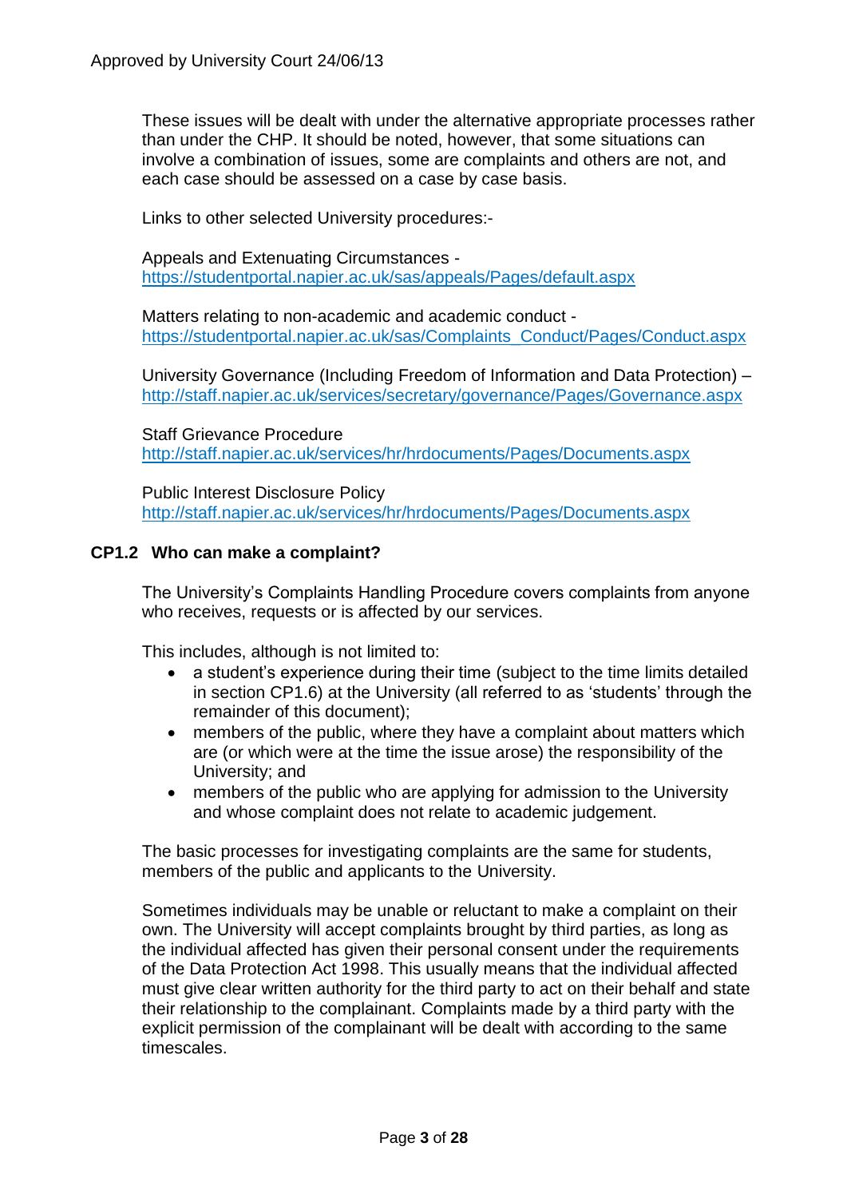These issues will be dealt with under the alternative appropriate processes rather than under the CHP. It should be noted, however, that some situations can involve a combination of issues, some are complaints and others are not, and each case should be assessed on a case by case basis.

Links to other selected University procedures:-

Appeals and Extenuating Circumstances -
https://studentportal.napier.ac.uk/sas/appeals/Pages/default.aspx

Matters relating to non-academic and academic conduct -
https://studentportal.napier.ac.uk/sas/Complaints_Conduct/Pages/Conduct.aspx

University Governance (Including Freedom of Information and Data Protection) –
http://staff.napier.ac.uk/services/secretary/governance/Pages/Governance.aspx

Staff Grievance Procedure
http://staff.napier.ac.uk/services/hr/hrdocuments/Pages/Documents.aspx

Public Interest Disclosure Policy
http://staff.napier.ac.uk/services/hr/hrdocuments/Pages/Documents.aspx

### CP1.2 Who can make a complaint?

The University's Complaints Handling Procedure covers complaints from anyone who receives, requests or is affected by our services.

This includes, although is not limited to:

- a student's experience during their time (subject to the time limits detailed in section CP1.6) at the University (all referred to as 'students' through the remainder of this document);
- members of the public, where they have a complaint about matters which are (or which were at the time the issue arose) the responsibility of the University; and
- members of the public who are applying for admission to the University and whose complaint does not relate to academic judgement.

The basic processes for investigating complaints are the same for students, members of the public and applicants to the University.

Sometimes individuals may be unable or reluctant to make a complaint on their own. The University will accept complaints brought by third parties, as long as the individual affected has given their personal consent under the requirements of the Data Protection Act 1998. This usually means that the individual affected must give clear written authority for the third party to act on their behalf and state their relationship to the complainant. Complaints made by a third party with the explicit permission of the complainant will be dealt with according to the same timescales.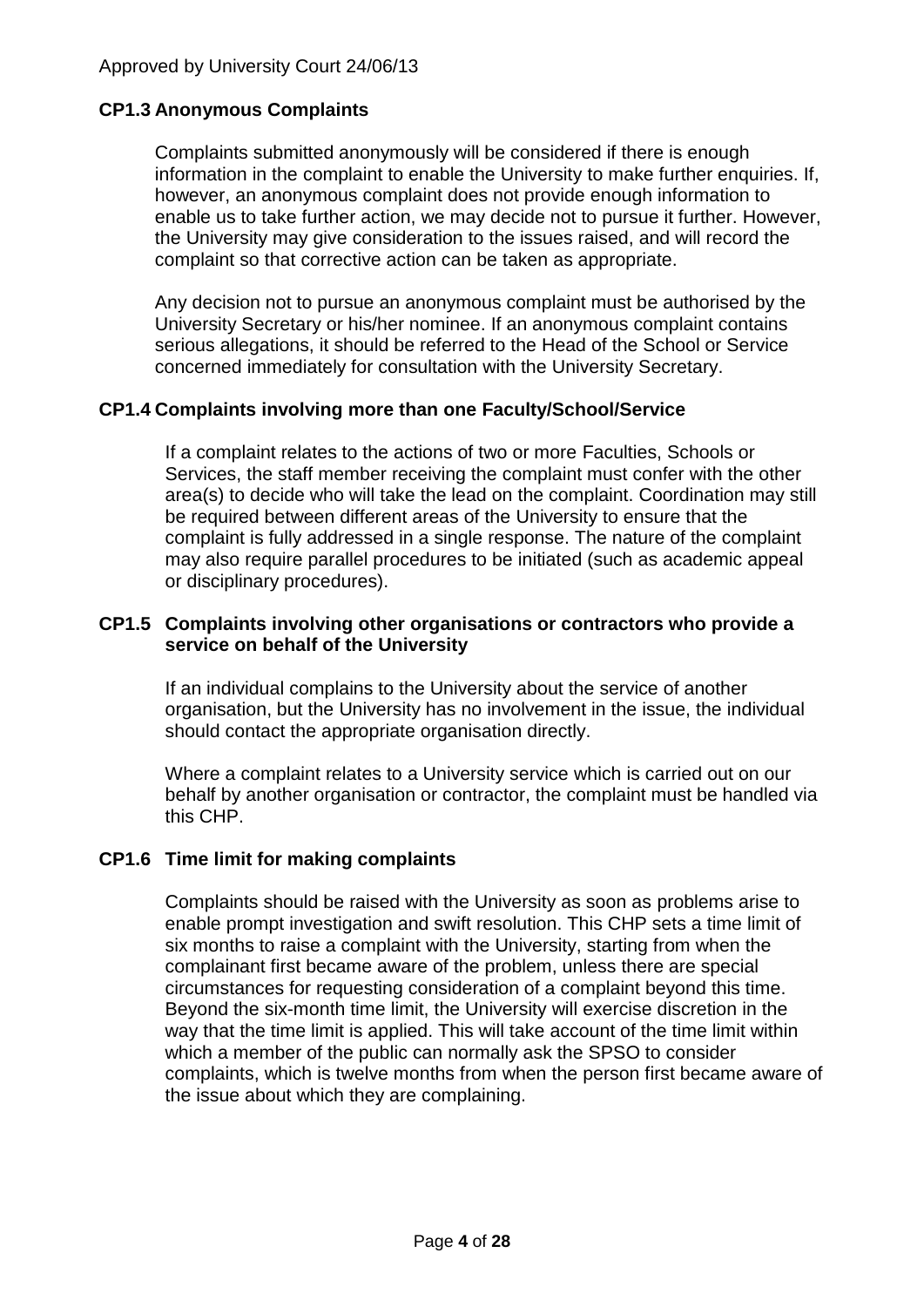Approved by University Court 24/06/13

### CP1.3 Anonymous Complaints

Complaints submitted anonymously will be considered if there is enough information in the complaint to enable the University to make further enquiries. If, however, an anonymous complaint does not provide enough information to enable us to take further action, we may decide not to pursue it further. However, the University may give consideration to the issues raised, and will record the complaint so that corrective action can be taken as appropriate.

Any decision not to pursue an anonymous complaint must be authorised by the University Secretary or his/her nominee. If an anonymous complaint contains serious allegations, it should be referred to the Head of the School or Service concerned immediately for consultation with the University Secretary.

### CP1.4 Complaints involving more than one Faculty/School/Service

If a complaint relates to the actions of two or more Faculties, Schools or Services, the staff member receiving the complaint must confer with the other area(s) to decide who will take the lead on the complaint. Coordination may still be required between different areas of the University to ensure that the complaint is fully addressed in a single response. The nature of the complaint may also require parallel procedures to be initiated (such as academic appeal or disciplinary procedures).

### CP1.5 Complaints involving other organisations or contractors who provide a service on behalf of the University

If an individual complains to the University about the service of another organisation, but the University has no involvement in the issue, the individual should contact the appropriate organisation directly.

Where a complaint relates to a University service which is carried out on our behalf by another organisation or contractor, the complaint must be handled via this CHP.

### CP1.6 Time limit for making complaints

Complaints should be raised with the University as soon as problems arise to enable prompt investigation and swift resolution. This CHP sets a time limit of six months to raise a complaint with the University, starting from when the complainant first became aware of the problem, unless there are special circumstances for requesting consideration of a complaint beyond this time. Beyond the six-month time limit, the University will exercise discretion in the way that the time limit is applied. This will take account of the time limit within which a member of the public can normally ask the SPSO to consider complaints, which is twelve months from when the person first became aware of the issue about which they are complaining.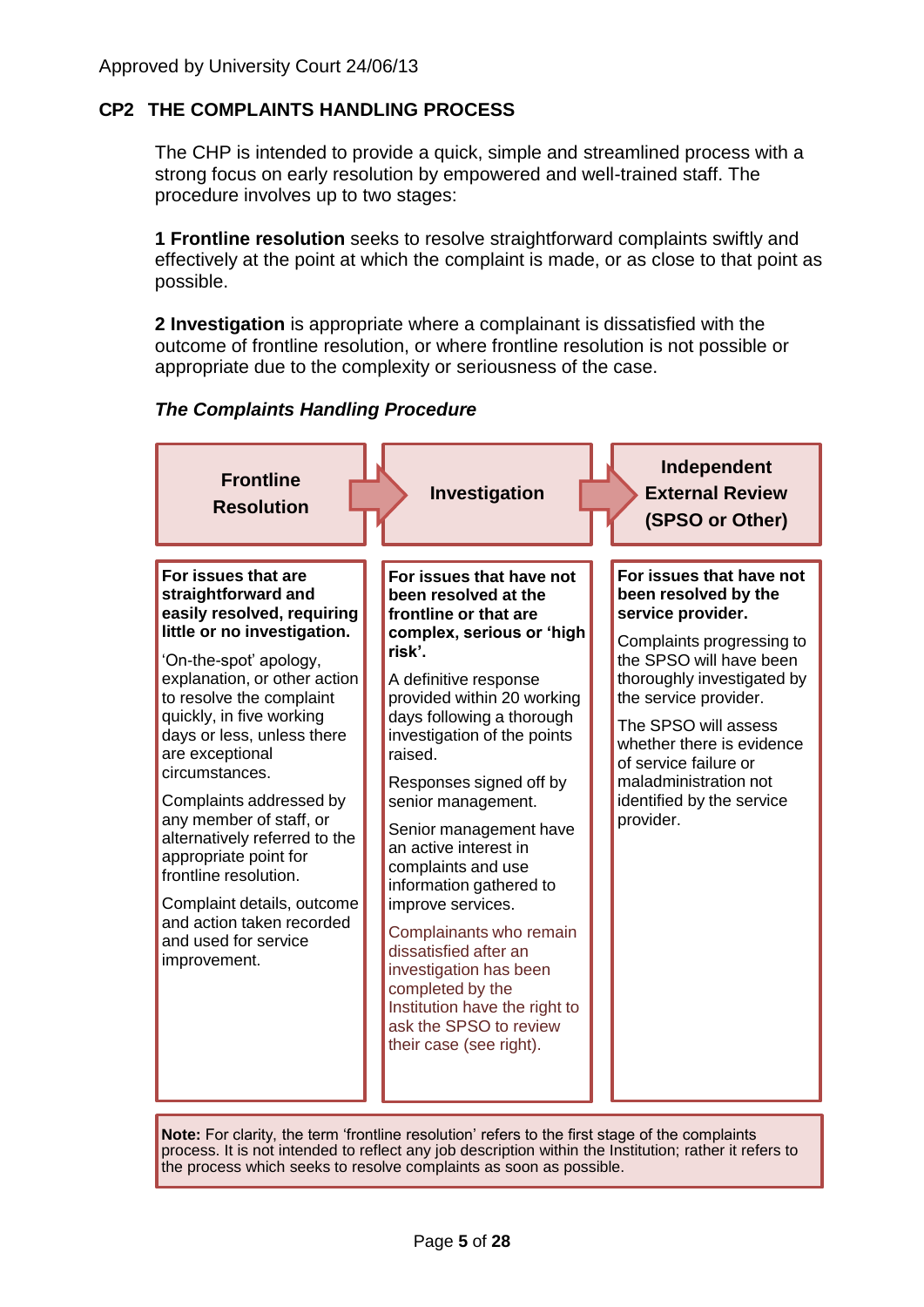Approved by University Court 24/06/13

## CP2 THE COMPLAINTS HANDLING PROCESS

The CHP is intended to provide a quick, simple and streamlined process with a strong focus on early resolution by empowered and well-trained staff. The procedure involves up to two stages:

**1 Frontline resolution** seeks to resolve straightforward complaints swiftly and effectively at the point at which the complaint is made, or as close to that point as possible.

**2 Investigation** is appropriate where a complainant is dissatisfied with the outcome of frontline resolution, or where frontline resolution is not possible or appropriate due to the complexity or seriousness of the case.

***The Complaints Handling Procedure***

| Frontline Resolution | Investigation | Independent External Review (SPSO or Other) |
|---|---|---|
| **For issues that are straightforward and easily resolved, requiring little or no investigation.**<br><br>'On-the-spot' apology, explanation, or other action to resolve the complaint quickly, in five working days or less, unless there are exceptional circumstances.<br><br>Complaints addressed by any member of staff, or alternatively referred to the appropriate point for frontline resolution.<br><br>Complaint details, outcome and action taken recorded and used for service improvement. | **For issues that have not been resolved at the frontline or that are complex, serious or 'high risk'.**<br><br>A definitive response provided within 20 working days following a thorough investigation of the points raised.<br><br>Responses signed off by senior management.<br><br>Senior management have an active interest in complaints and use information gathered to improve services.<br><br>Complainants who remain dissatisfied after an investigation has been completed by the Institution have the right to ask the SPSO to review their case (see right). | **For issues that have not been resolved by the service provider.**<br><br>Complaints progressing to the SPSO will have been thoroughly investigated by the service provider.<br><br>The SPSO will assess whether there is evidence of service failure or maladministration not identified by the service provider. |

**Note:** For clarity, the term 'frontline resolution' refers to the first stage of the complaints process. It is not intended to reflect any job description within the Institution; rather it refers to the process which seeks to resolve complaints as soon as possible.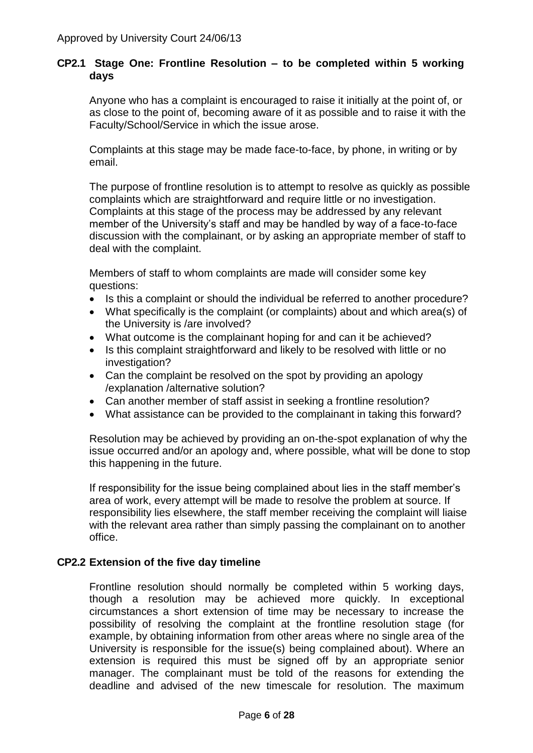### CP2.1 Stage One: Frontline Resolution – to be completed within 5 working days

Anyone who has a complaint is encouraged to raise it initially at the point of, or as close to the point of, becoming aware of it as possible and to raise it with the Faculty/School/Service in which the issue arose.

Complaints at this stage may be made face-to-face, by phone, in writing or by email.

The purpose of frontline resolution is to attempt to resolve as quickly as possible complaints which are straightforward and require little or no investigation. Complaints at this stage of the process may be addressed by any relevant member of the University's staff and may be handled by way of a face-to-face discussion with the complainant, or by asking an appropriate member of staff to deal with the complaint.

Members of staff to whom complaints are made will consider some key questions:

- Is this a complaint or should the individual be referred to another procedure?
- What specifically is the complaint (or complaints) about and which area(s) of the University is /are involved?
- What outcome is the complainant hoping for and can it be achieved?
- Is this complaint straightforward and likely to be resolved with little or no investigation?
- Can the complaint be resolved on the spot by providing an apology /explanation /alternative solution?
- Can another member of staff assist in seeking a frontline resolution?
- What assistance can be provided to the complainant in taking this forward?

Resolution may be achieved by providing an on-the-spot explanation of why the issue occurred and/or an apology and, where possible, what will be done to stop this happening in the future.

If responsibility for the issue being complained about lies in the staff member's area of work, every attempt will be made to resolve the problem at source. If responsibility lies elsewhere, the staff member receiving the complaint will liaise with the relevant area rather than simply passing the complainant on to another office.

### CP2.2 Extension of the five day timeline

Frontline resolution should normally be completed within 5 working days, though a resolution may be achieved more quickly. In exceptional circumstances a short extension of time may be necessary to increase the possibility of resolving the complaint at the frontline resolution stage (for example, by obtaining information from other areas where no single area of the University is responsible for the issue(s) being complained about). Where an extension is required this must be signed off by an appropriate senior manager. The complainant must be told of the reasons for extending the deadline and advised of the new timescale for resolution. The maximum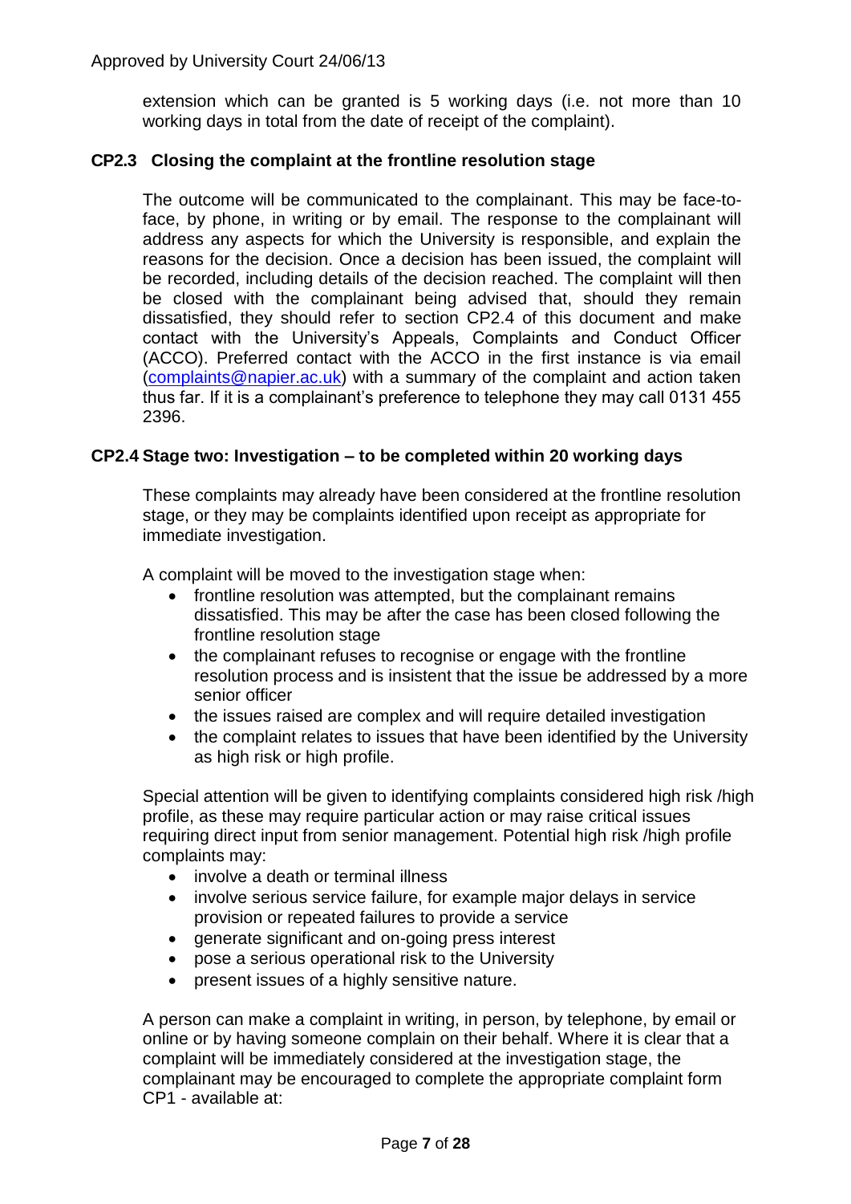extension which can be granted is 5 working days (i.e. not more than 10 working days in total from the date of receipt of the complaint).

### CP2.3 Closing the complaint at the frontline resolution stage

The outcome will be communicated to the complainant. This may be face-to-face, by phone, in writing or by email. The response to the complainant will address any aspects for which the University is responsible, and explain the reasons for the decision. Once a decision has been issued, the complaint will be recorded, including details of the decision reached. The complaint will then be closed with the complainant being advised that, should they remain dissatisfied, they should refer to section CP2.4 of this document and make contact with the University's Appeals, Complaints and Conduct Officer (ACCO). Preferred contact with the ACCO in the first instance is via email (complaints@napier.ac.uk) with a summary of the complaint and action taken thus far. If it is a complainant's preference to telephone they may call 0131 455 2396.

### CP2.4 Stage two: Investigation – to be completed within 20 working days

These complaints may already have been considered at the frontline resolution stage, or they may be complaints identified upon receipt as appropriate for immediate investigation.

A complaint will be moved to the investigation stage when:

- frontline resolution was attempted, but the complainant remains dissatisfied. This may be after the case has been closed following the frontline resolution stage
- the complainant refuses to recognise or engage with the frontline resolution process and is insistent that the issue be addressed by a more senior officer
- the issues raised are complex and will require detailed investigation
- the complaint relates to issues that have been identified by the University as high risk or high profile.

Special attention will be given to identifying complaints considered high risk /high profile, as these may require particular action or may raise critical issues requiring direct input from senior management. Potential high risk /high profile complaints may:

- involve a death or terminal illness
- involve serious service failure, for example major delays in service provision or repeated failures to provide a service
- generate significant and on-going press interest
- pose a serious operational risk to the University
- present issues of a highly sensitive nature.

A person can make a complaint in writing, in person, by telephone, by email or online or by having someone complain on their behalf. Where it is clear that a complaint will be immediately considered at the investigation stage, the complainant may be encouraged to complete the appropriate complaint form CP1 - available at: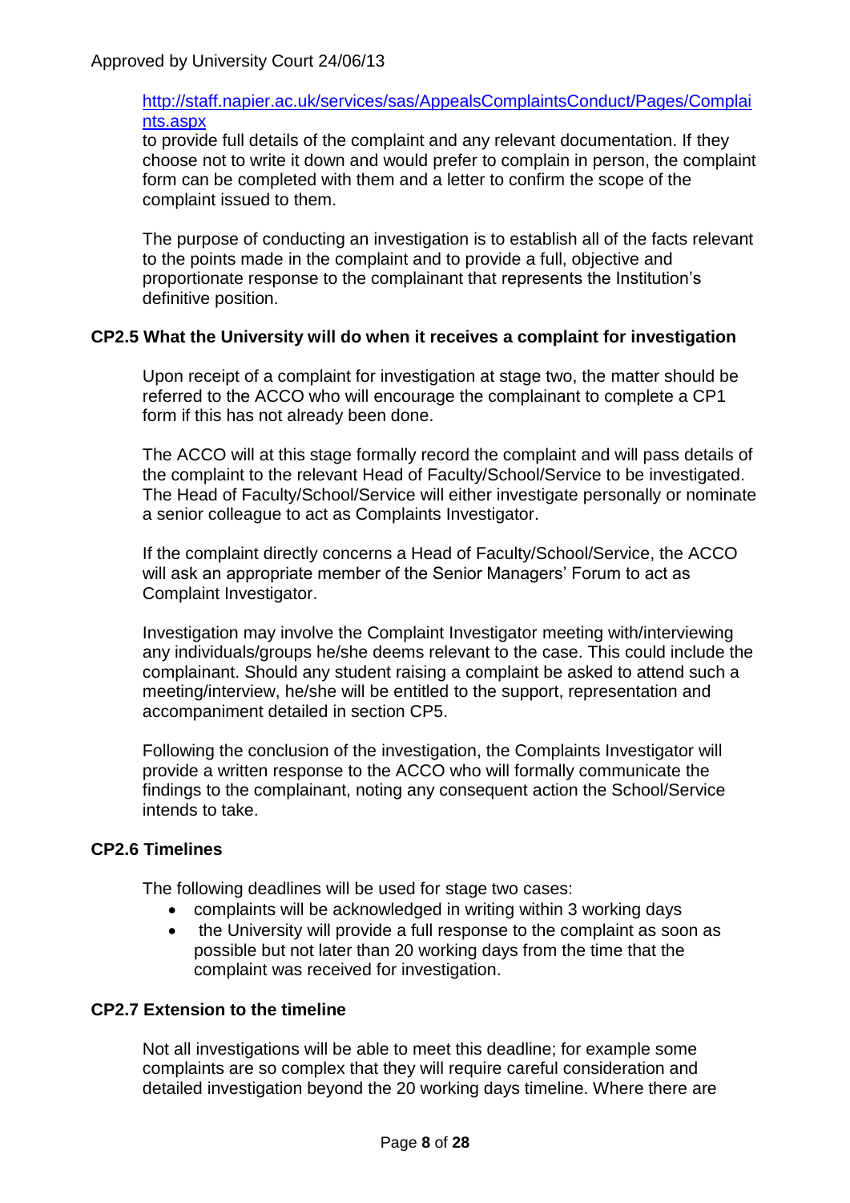http://staff.napier.ac.uk/services/sas/AppealsComplaintsConduct/Pages/Complaints.aspx to provide full details of the complaint and any relevant documentation. If they choose not to write it down and would prefer to complain in person, the complaint form can be completed with them and a letter to confirm the scope of the complaint issued to them.

The purpose of conducting an investigation is to establish all of the facts relevant to the points made in the complaint and to provide a full, objective and proportionate response to the complainant that represents the Institution's definitive position.

### CP2.5 What the University will do when it receives a complaint for investigation

Upon receipt of a complaint for investigation at stage two, the matter should be referred to the ACCO who will encourage the complainant to complete a CP1 form if this has not already been done.

The ACCO will at this stage formally record the complaint and will pass details of the complaint to the relevant Head of Faculty/School/Service to be investigated. The Head of Faculty/School/Service will either investigate personally or nominate a senior colleague to act as Complaints Investigator.

If the complaint directly concerns a Head of Faculty/School/Service, the ACCO will ask an appropriate member of the Senior Managers' Forum to act as Complaint Investigator.

Investigation may involve the Complaint Investigator meeting with/interviewing any individuals/groups he/she deems relevant to the case. This could include the complainant. Should any student raising a complaint be asked to attend such a meeting/interview, he/she will be entitled to the support, representation and accompaniment detailed in section CP5.

Following the conclusion of the investigation, the Complaints Investigator will provide a written response to the ACCO who will formally communicate the findings to the complainant, noting any consequent action the School/Service intends to take.

### CP2.6 Timelines

The following deadlines will be used for stage two cases:

- complaints will be acknowledged in writing within 3 working days
- the University will provide a full response to the complaint as soon as possible but not later than 20 working days from the time that the complaint was received for investigation.

### CP2.7 Extension to the timeline

Not all investigations will be able to meet this deadline; for example some complaints are so complex that they will require careful consideration and detailed investigation beyond the 20 working days timeline. Where there are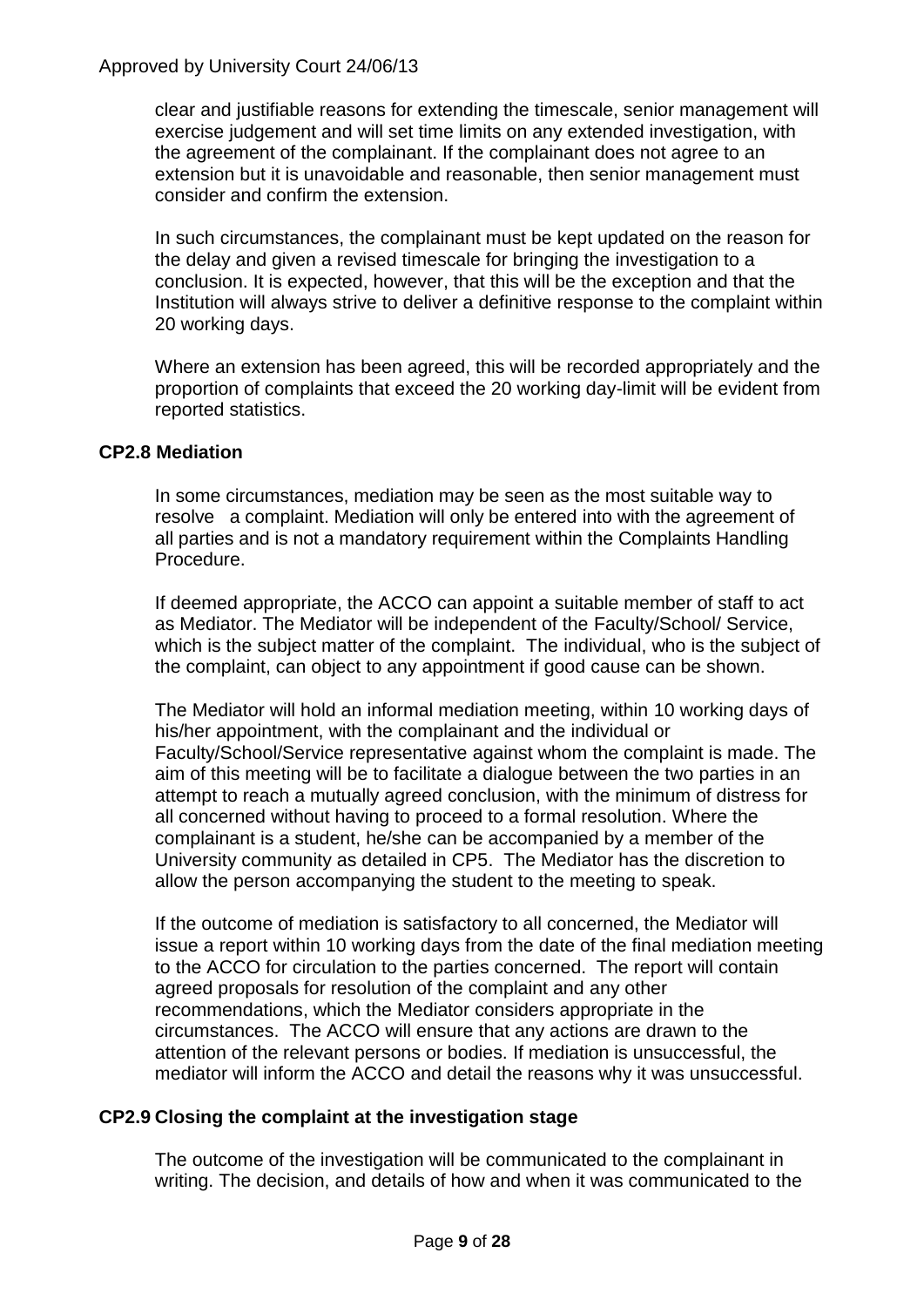clear and justifiable reasons for extending the timescale, senior management will exercise judgement and will set time limits on any extended investigation, with the agreement of the complainant. If the complainant does not agree to an extension but it is unavoidable and reasonable, then senior management must consider and confirm the extension.

In such circumstances, the complainant must be kept updated on the reason for the delay and given a revised timescale for bringing the investigation to a conclusion. It is expected, however, that this will be the exception and that the Institution will always strive to deliver a definitive response to the complaint within 20 working days.

Where an extension has been agreed, this will be recorded appropriately and the proportion of complaints that exceed the 20 working day-limit will be evident from reported statistics.

### CP2.8 Mediation

In some circumstances, mediation may be seen as the most suitable way to resolve a complaint. Mediation will only be entered into with the agreement of all parties and is not a mandatory requirement within the Complaints Handling Procedure.

If deemed appropriate, the ACCO can appoint a suitable member of staff to act as Mediator. The Mediator will be independent of the Faculty/School/ Service, which is the subject matter of the complaint. The individual, who is the subject of the complaint, can object to any appointment if good cause can be shown.

The Mediator will hold an informal mediation meeting, within 10 working days of his/her appointment, with the complainant and the individual or Faculty/School/Service representative against whom the complaint is made. The aim of this meeting will be to facilitate a dialogue between the two parties in an attempt to reach a mutually agreed conclusion, with the minimum of distress for all concerned without having to proceed to a formal resolution. Where the complainant is a student, he/she can be accompanied by a member of the University community as detailed in CP5. The Mediator has the discretion to allow the person accompanying the student to the meeting to speak.

If the outcome of mediation is satisfactory to all concerned, the Mediator will issue a report within 10 working days from the date of the final mediation meeting to the ACCO for circulation to the parties concerned. The report will contain agreed proposals for resolution of the complaint and any other recommendations, which the Mediator considers appropriate in the circumstances. The ACCO will ensure that any actions are drawn to the attention of the relevant persons or bodies. If mediation is unsuccessful, the mediator will inform the ACCO and detail the reasons why it was unsuccessful.

### CP2.9 Closing the complaint at the investigation stage

The outcome of the investigation will be communicated to the complainant in writing. The decision, and details of how and when it was communicated to the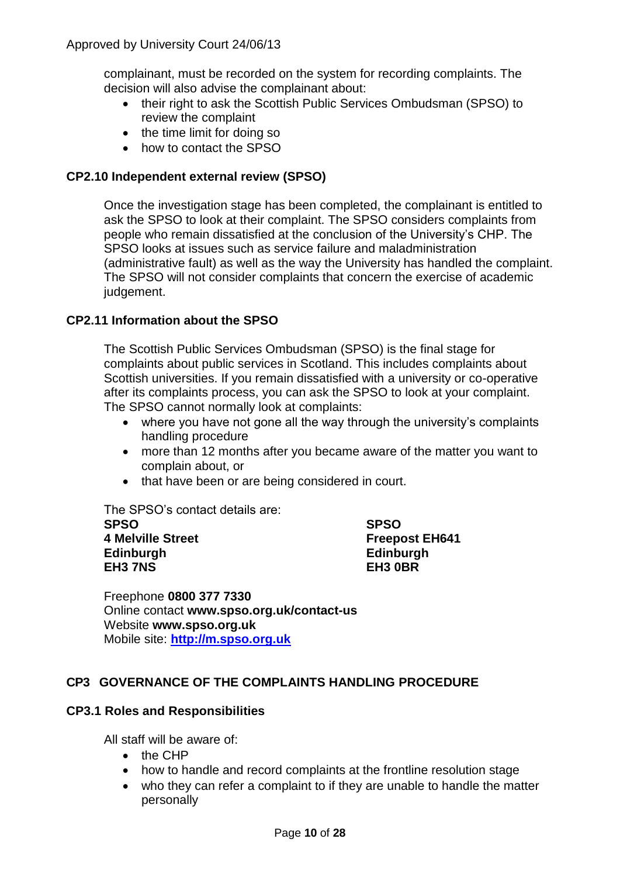complainant, must be recorded on the system for recording complaints. The decision will also advise the complainant about:

- their right to ask the Scottish Public Services Ombudsman (SPSO) to review the complaint
- the time limit for doing so
- how to contact the SPSO

### CP2.10 Independent external review (SPSO)

Once the investigation stage has been completed, the complainant is entitled to ask the SPSO to look at their complaint. The SPSO considers complaints from people who remain dissatisfied at the conclusion of the University's CHP. The SPSO looks at issues such as service failure and maladministration (administrative fault) as well as the way the University has handled the complaint. The SPSO will not consider complaints that concern the exercise of academic judgement.

### CP2.11 Information about the SPSO

The Scottish Public Services Ombudsman (SPSO) is the final stage for complaints about public services in Scotland. This includes complaints about Scottish universities. If you remain dissatisfied with a university or co-operative after its complaints process, you can ask the SPSO to look at your complaint. The SPSO cannot normally look at complaints:

- where you have not gone all the way through the university's complaints handling procedure
- more than 12 months after you became aware of the matter you want to complain about, or
- that have been or are being considered in court.

The SPSO's contact details are:

**SPSO**
**4 Melville Street**
**Edinburgh**
**EH3 7NS**

**SPSO**
**Freepost EH641**
**Edinburgh**
**EH3 0BR**

Freephone **0800 377 7330**
Online contact **www.spso.org.uk/contact-us**
Website **www.spso.org.uk**
Mobile site: **http://m.spso.org.uk**

## CP3 GOVERNANCE OF THE COMPLAINTS HANDLING PROCEDURE

### CP3.1 Roles and Responsibilities

All staff will be aware of:

- the CHP
- how to handle and record complaints at the frontline resolution stage
- who they can refer a complaint to if they are unable to handle the matter personally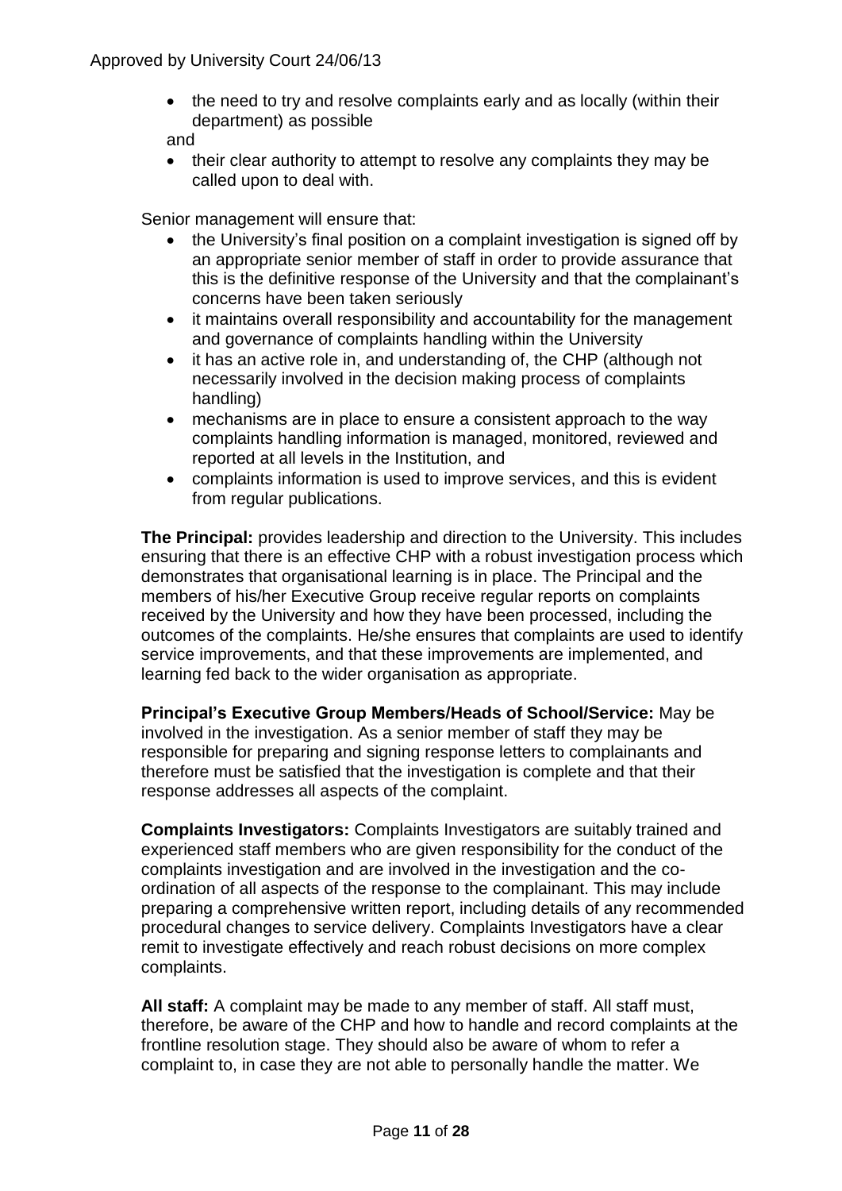- the need to try and resolve complaints early and as locally (within their department) as possible

and

- their clear authority to attempt to resolve any complaints they may be called upon to deal with.

Senior management will ensure that:

- the University's final position on a complaint investigation is signed off by an appropriate senior member of staff in order to provide assurance that this is the definitive response of the University and that the complainant's concerns have been taken seriously
- it maintains overall responsibility and accountability for the management and governance of complaints handling within the University
- it has an active role in, and understanding of, the CHP (although not necessarily involved in the decision making process of complaints handling)
- mechanisms are in place to ensure a consistent approach to the way complaints handling information is managed, monitored, reviewed and reported at all levels in the Institution, and
- complaints information is used to improve services, and this is evident from regular publications.

**The Principal:** provides leadership and direction to the University. This includes ensuring that there is an effective CHP with a robust investigation process which demonstrates that organisational learning is in place. The Principal and the members of his/her Executive Group receive regular reports on complaints received by the University and how they have been processed, including the outcomes of the complaints. He/she ensures that complaints are used to identify service improvements, and that these improvements are implemented, and learning fed back to the wider organisation as appropriate.

**Principal's Executive Group Members/Heads of School/Service:** May be involved in the investigation. As a senior member of staff they may be responsible for preparing and signing response letters to complainants and therefore must be satisfied that the investigation is complete and that their response addresses all aspects of the complaint.

**Complaints Investigators:** Complaints Investigators are suitably trained and experienced staff members who are given responsibility for the conduct of the complaints investigation and are involved in the investigation and the co-ordination of all aspects of the response to the complainant. This may include preparing a comprehensive written report, including details of any recommended procedural changes to service delivery. Complaints Investigators have a clear remit to investigate effectively and reach robust decisions on more complex complaints.

**All staff:** A complaint may be made to any member of staff. All staff must, therefore, be aware of the CHP and how to handle and record complaints at the frontline resolution stage. They should also be aware of whom to refer a complaint to, in case they are not able to personally handle the matter. We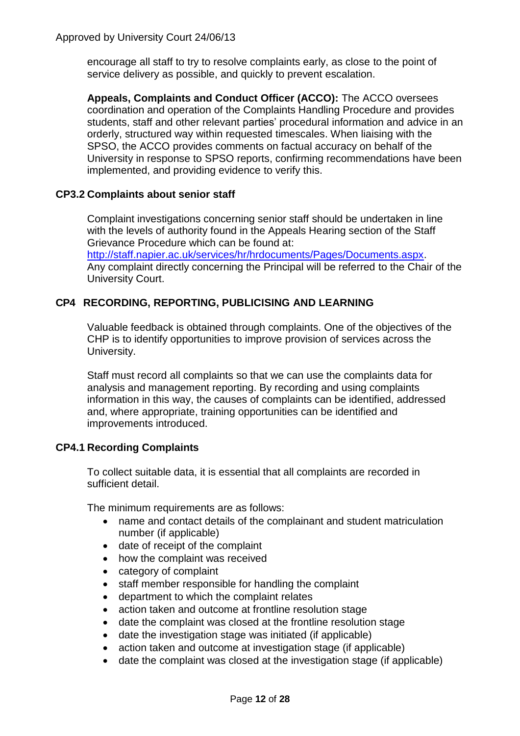encourage all staff to try to resolve complaints early, as close to the point of service delivery as possible, and quickly to prevent escalation.

**Appeals, Complaints and Conduct Officer (ACCO):** The ACCO oversees coordination and operation of the Complaints Handling Procedure and provides students, staff and other relevant parties' procedural information and advice in an orderly, structured way within requested timescales. When liaising with the SPSO, the ACCO provides comments on factual accuracy on behalf of the University in response to SPSO reports, confirming recommendations have been implemented, and providing evidence to verify this.

### CP3.2 Complaints about senior staff

Complaint investigations concerning senior staff should be undertaken in line with the levels of authority found in the Appeals Hearing section of the Staff Grievance Procedure which can be found at: http://staff.napier.ac.uk/services/hr/hrdocuments/Pages/Documents.aspx. Any complaint directly concerning the Principal will be referred to the Chair of the University Court.

## CP4 RECORDING, REPORTING, PUBLICISING AND LEARNING

Valuable feedback is obtained through complaints. One of the objectives of the CHP is to identify opportunities to improve provision of services across the University.

Staff must record all complaints so that we can use the complaints data for analysis and management reporting. By recording and using complaints information in this way, the causes of complaints can be identified, addressed and, where appropriate, training opportunities can be identified and improvements introduced.

### CP4.1 Recording Complaints

To collect suitable data, it is essential that all complaints are recorded in sufficient detail.

The minimum requirements are as follows:

- name and contact details of the complainant and student matriculation number (if applicable)
- date of receipt of the complaint
- how the complaint was received
- category of complaint
- staff member responsible for handling the complaint
- department to which the complaint relates
- action taken and outcome at frontline resolution stage
- date the complaint was closed at the frontline resolution stage
- date the investigation stage was initiated (if applicable)
- action taken and outcome at investigation stage (if applicable)
- date the complaint was closed at the investigation stage (if applicable)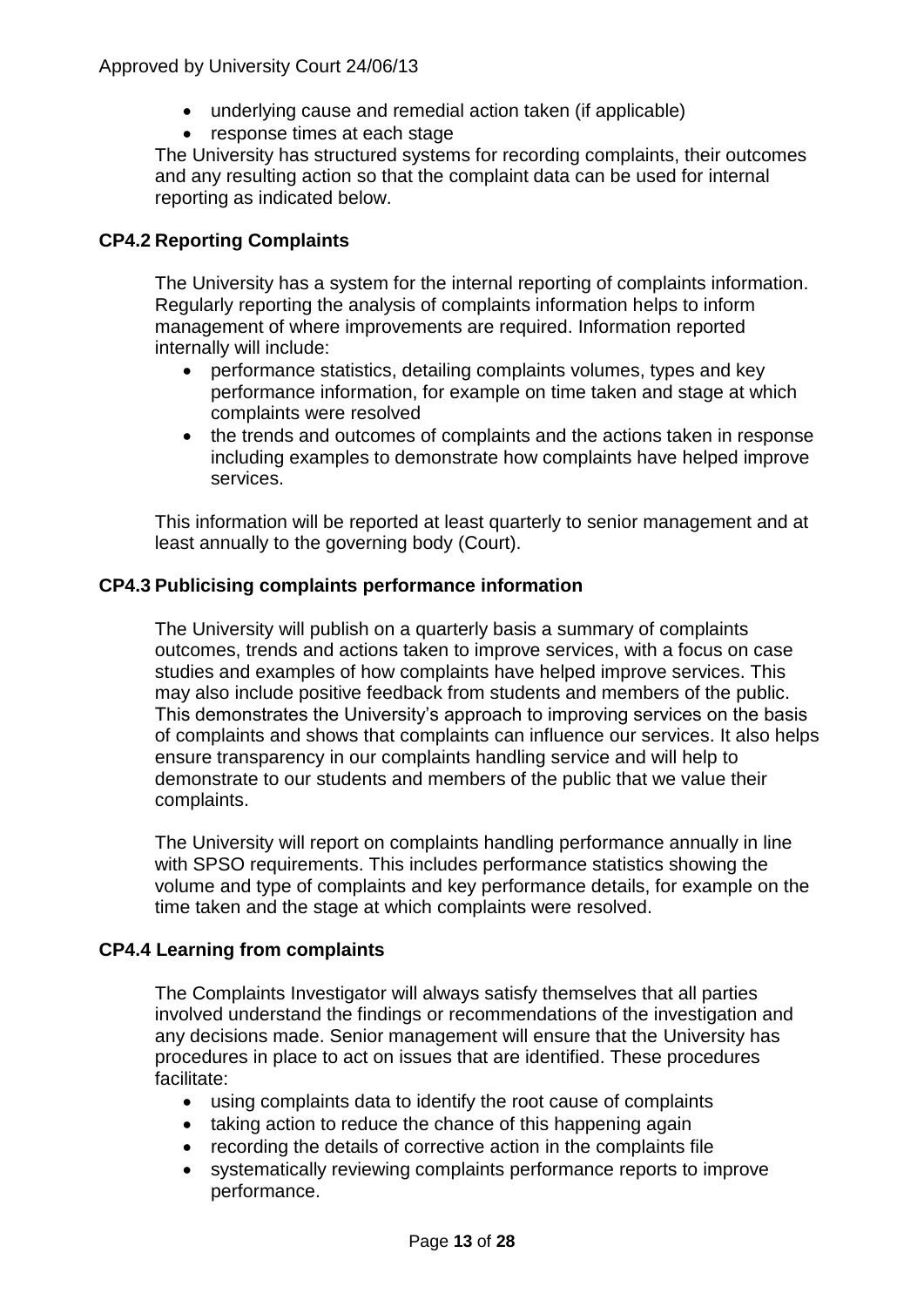- underlying cause and remedial action taken (if applicable)
- response times at each stage

The University has structured systems for recording complaints, their outcomes and any resulting action so that the complaint data can be used for internal reporting as indicated below.

### CP4.2 Reporting Complaints

The University has a system for the internal reporting of complaints information. Regularly reporting the analysis of complaints information helps to inform management of where improvements are required. Information reported internally will include:

- performance statistics, detailing complaints volumes, types and key performance information, for example on time taken and stage at which complaints were resolved
- the trends and outcomes of complaints and the actions taken in response including examples to demonstrate how complaints have helped improve services.

This information will be reported at least quarterly to senior management and at least annually to the governing body (Court).

### CP4.3 Publicising complaints performance information

The University will publish on a quarterly basis a summary of complaints outcomes, trends and actions taken to improve services, with a focus on case studies and examples of how complaints have helped improve services. This may also include positive feedback from students and members of the public. This demonstrates the University's approach to improving services on the basis of complaints and shows that complaints can influence our services. It also helps ensure transparency in our complaints handling service and will help to demonstrate to our students and members of the public that we value their complaints.

The University will report on complaints handling performance annually in line with SPSO requirements. This includes performance statistics showing the volume and type of complaints and key performance details, for example on the time taken and the stage at which complaints were resolved.

### CP4.4 Learning from complaints

The Complaints Investigator will always satisfy themselves that all parties involved understand the findings or recommendations of the investigation and any decisions made. Senior management will ensure that the University has procedures in place to act on issues that are identified. These procedures facilitate:

- using complaints data to identify the root cause of complaints
- taking action to reduce the chance of this happening again
- recording the details of corrective action in the complaints file
- systematically reviewing complaints performance reports to improve performance.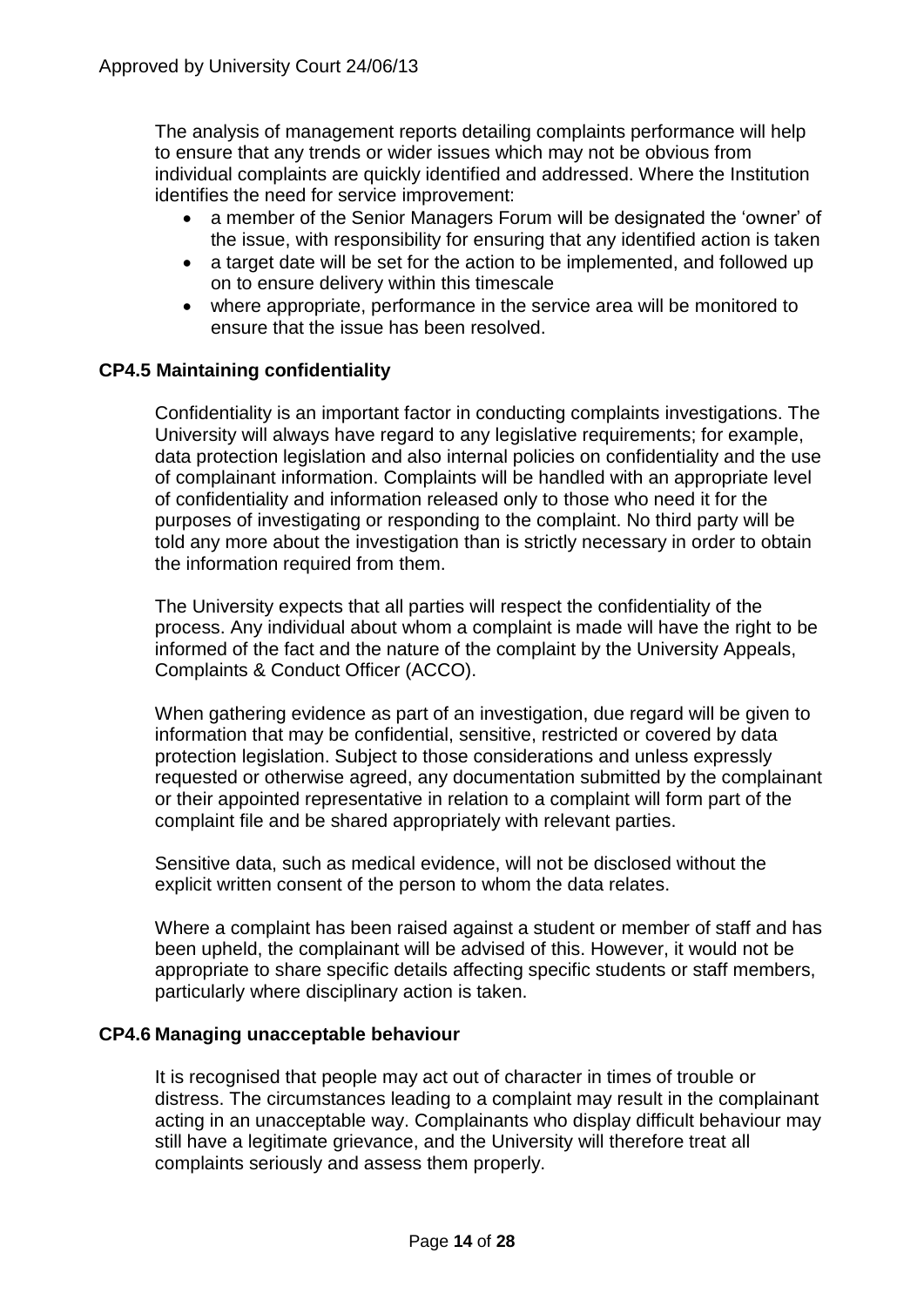The analysis of management reports detailing complaints performance will help to ensure that any trends or wider issues which may not be obvious from individual complaints are quickly identified and addressed. Where the Institution identifies the need for service improvement:

- a member of the Senior Managers Forum will be designated the 'owner' of the issue, with responsibility for ensuring that any identified action is taken
- a target date will be set for the action to be implemented, and followed up on to ensure delivery within this timescale
- where appropriate, performance in the service area will be monitored to ensure that the issue has been resolved.

### CP4.5 Maintaining confidentiality

Confidentiality is an important factor in conducting complaints investigations. The University will always have regard to any legislative requirements; for example, data protection legislation and also internal policies on confidentiality and the use of complainant information. Complaints will be handled with an appropriate level of confidentiality and information released only to those who need it for the purposes of investigating or responding to the complaint. No third party will be told any more about the investigation than is strictly necessary in order to obtain the information required from them.

The University expects that all parties will respect the confidentiality of the process. Any individual about whom a complaint is made will have the right to be informed of the fact and the nature of the complaint by the University Appeals, Complaints & Conduct Officer (ACCO).

When gathering evidence as part of an investigation, due regard will be given to information that may be confidential, sensitive, restricted or covered by data protection legislation. Subject to those considerations and unless expressly requested or otherwise agreed, any documentation submitted by the complainant or their appointed representative in relation to a complaint will form part of the complaint file and be shared appropriately with relevant parties.

Sensitive data, such as medical evidence, will not be disclosed without the explicit written consent of the person to whom the data relates.

Where a complaint has been raised against a student or member of staff and has been upheld, the complainant will be advised of this. However, it would not be appropriate to share specific details affecting specific students or staff members, particularly where disciplinary action is taken.

### CP4.6 Managing unacceptable behaviour

It is recognised that people may act out of character in times of trouble or distress. The circumstances leading to a complaint may result in the complainant acting in an unacceptable way. Complainants who display difficult behaviour may still have a legitimate grievance, and the University will therefore treat all complaints seriously and assess them properly.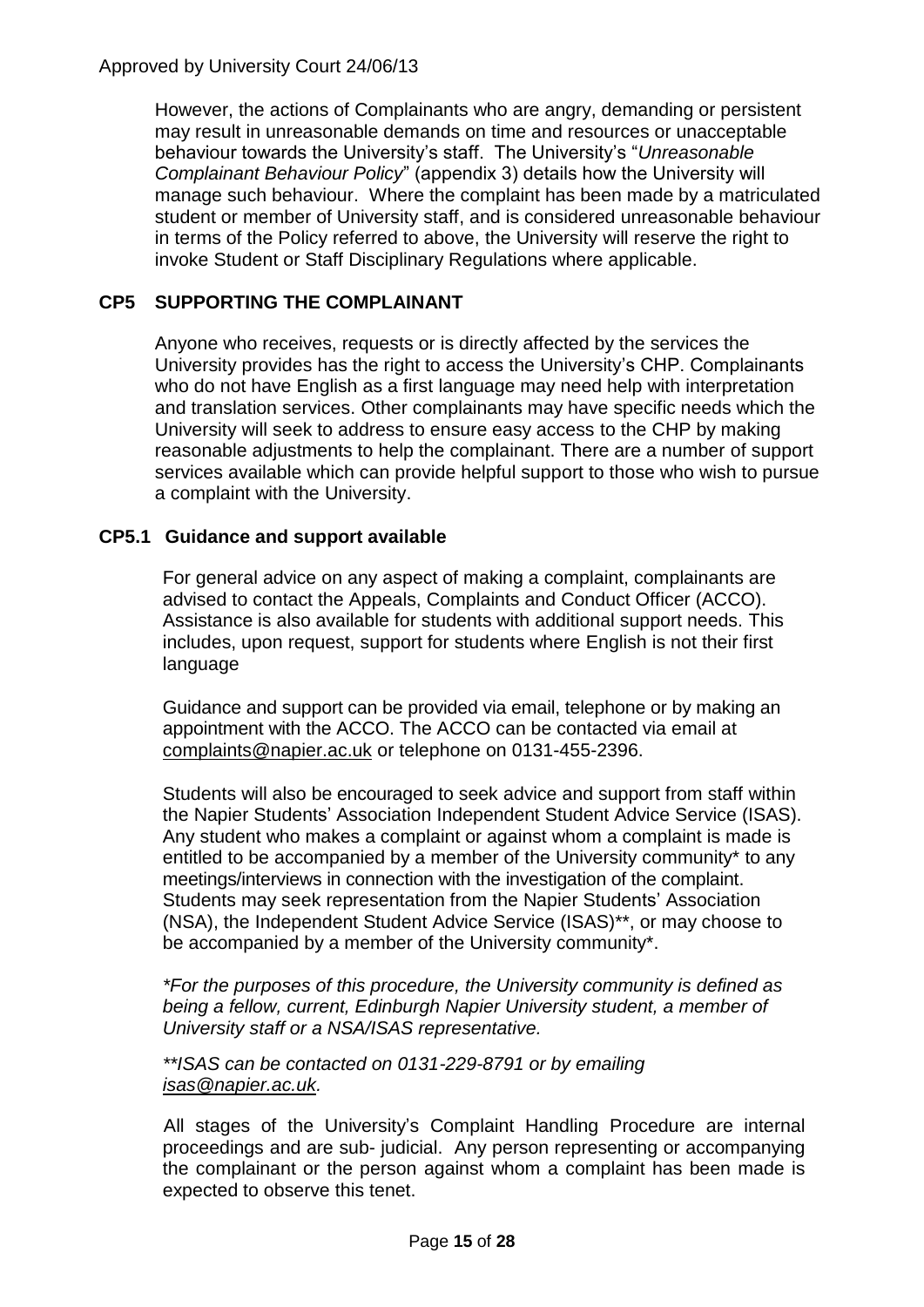However, the actions of Complainants who are angry, demanding or persistent may result in unreasonable demands on time and resources or unacceptable behaviour towards the University's staff. The University's "*Unreasonable Complainant Behaviour Policy*" (appendix 3) details how the University will manage such behaviour. Where the complaint has been made by a matriculated student or member of University staff, and is considered unreasonable behaviour in terms of the Policy referred to above, the University will reserve the right to invoke Student or Staff Disciplinary Regulations where applicable.

## CP5 SUPPORTING THE COMPLAINANT

Anyone who receives, requests or is directly affected by the services the University provides has the right to access the University's CHP. Complainants who do not have English as a first language may need help with interpretation and translation services. Other complainants may have specific needs which the University will seek to address to ensure easy access to the CHP by making reasonable adjustments to help the complainant. There are a number of support services available which can provide helpful support to those who wish to pursue a complaint with the University.

### CP5.1 Guidance and support available

For general advice on any aspect of making a complaint, complainants are advised to contact the Appeals, Complaints and Conduct Officer (ACCO). Assistance is also available for students with additional support needs. This includes, upon request, support for students where English is not their first language

Guidance and support can be provided via email, telephone or by making an appointment with the ACCO. The ACCO can be contacted via email at complaints@napier.ac.uk or telephone on 0131-455-2396.

Students will also be encouraged to seek advice and support from staff within the Napier Students' Association Independent Student Advice Service (ISAS). Any student who makes a complaint or against whom a complaint is made is entitled to be accompanied by a member of the University community* to any meetings/interviews in connection with the investigation of the complaint. Students may seek representation from the Napier Students' Association (NSA), the Independent Student Advice Service (ISAS)**, or may choose to be accompanied by a member of the University community*.

*\*For the purposes of this procedure, the University community is defined as being a fellow, current, Edinburgh Napier University student, a member of University staff or a NSA/ISAS representative.*

*\*\*ISAS can be contacted on 0131-229-8791 or by emailing isas@napier.ac.uk.*

All stages of the University's Complaint Handling Procedure are internal proceedings and are sub- judicial. Any person representing or accompanying the complainant or the person against whom a complaint has been made is expected to observe this tenet.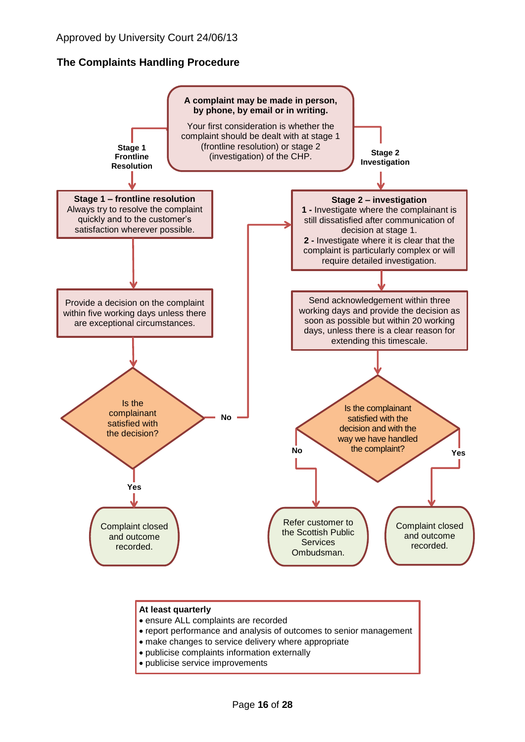Approved by University Court 24/06/13

## The Complaints Handling Procedure

**A complaint may be made in person, by phone, by email or in writing.**

Your first consideration is whether the complaint should be dealt with at stage 1 (frontline resolution) or stage 2 (investigation) of the CHP.

**Stage 1 Frontline Resolution**

**Stage 1 – frontline resolution**
Always try to resolve the complaint quickly and to the customer's satisfaction wherever possible.

Provide a decision on the complaint within five working days unless there are exceptional circumstances.

Is the complainant satisfied with the decision?

**No** → Stage 2 – investigation

**Yes** → Complaint closed and outcome recorded.

**Stage 2 Investigation**

**Stage 2 – investigation**
**1 -** Investigate where the complainant is still dissatisfied after communication of decision at stage 1.
**2 -** Investigate where it is clear that the complaint is particularly complex or will require detailed investigation.

Send acknowledgement within three working days and provide the decision as soon as possible but within 20 working days, unless there is a clear reason for extending this timescale.

Is the complainant satisfied with the decision and with the way we have handled the complaint?

**No** → Refer customer to the Scottish Public Services Ombudsman.

**Yes** → Complaint closed and outcome recorded.

**At least quarterly**

- ensure ALL complaints are recorded
- report performance and analysis of outcomes to senior management
- make changes to service delivery where appropriate
- publicise complaints information externally
- publicise service improvements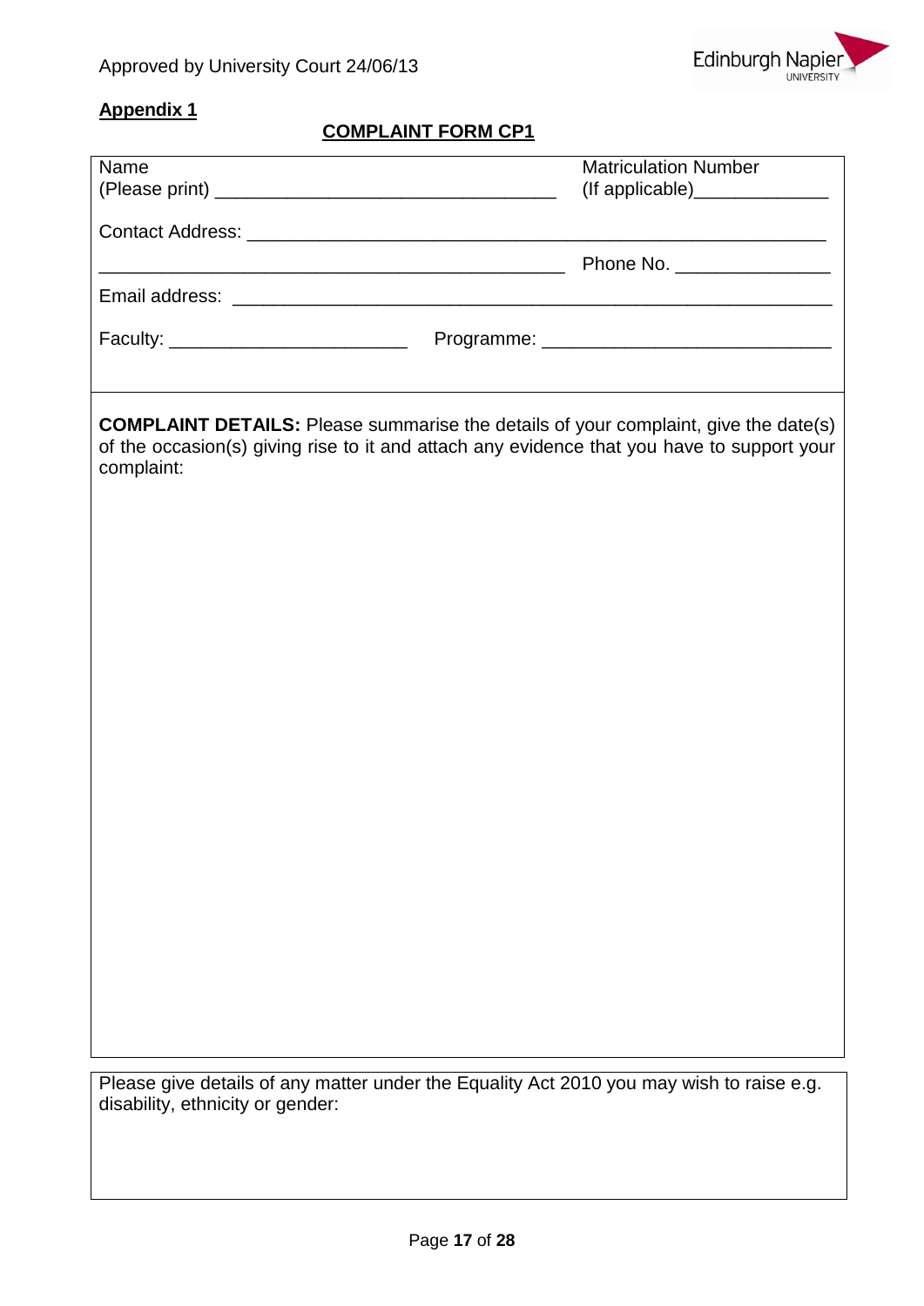**Appendix 1**

**COMPLAINT FORM CP1**

Name
(Please print) ________________________________ Matriculation Number
(If applicable)_____________

Contact Address: ______________________________________________________

_____________________________________________ Phone No. _______________

Email address: ________________________________________________________

Faculty: ______________________ Programme: ___________________________

**COMPLAINT DETAILS:** Please summarise the details of your complaint, give the date(s) of the occasion(s) giving rise to it and attach any evidence that you have to support your complaint:

Please give details of any matter under the Equality Act 2010 you may wish to raise e.g. disability, ethnicity or gender: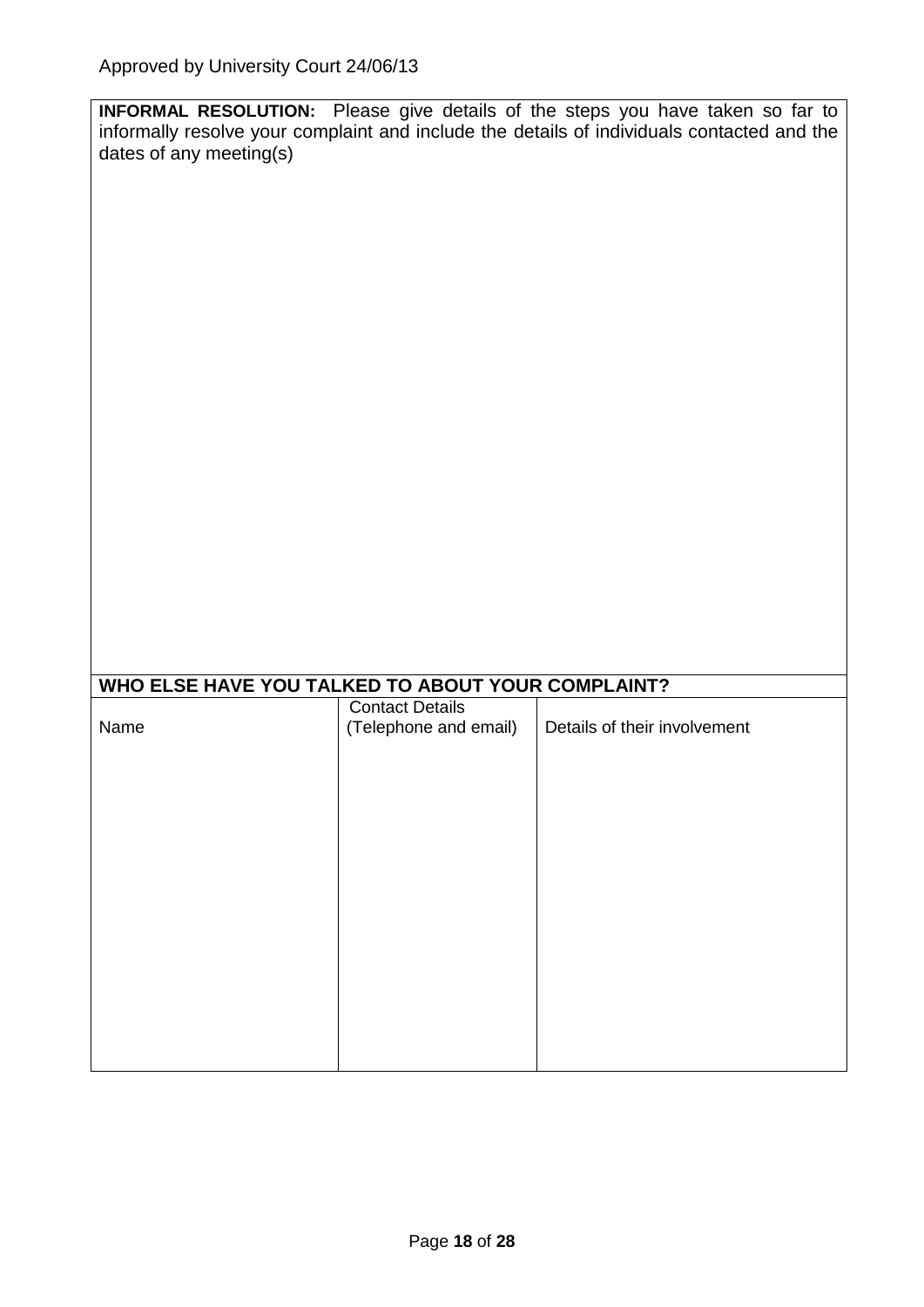**INFORMAL RESOLUTION:** Please give details of the steps you have taken so far to informally resolve your complaint and include the details of individuals contacted and the dates of any meeting(s)

**WHO ELSE HAVE YOU TALKED TO ABOUT YOUR COMPLAINT?**

| Name | Contact Details (Telephone and email) | Details of their involvement |
|---|---|---|
| | | |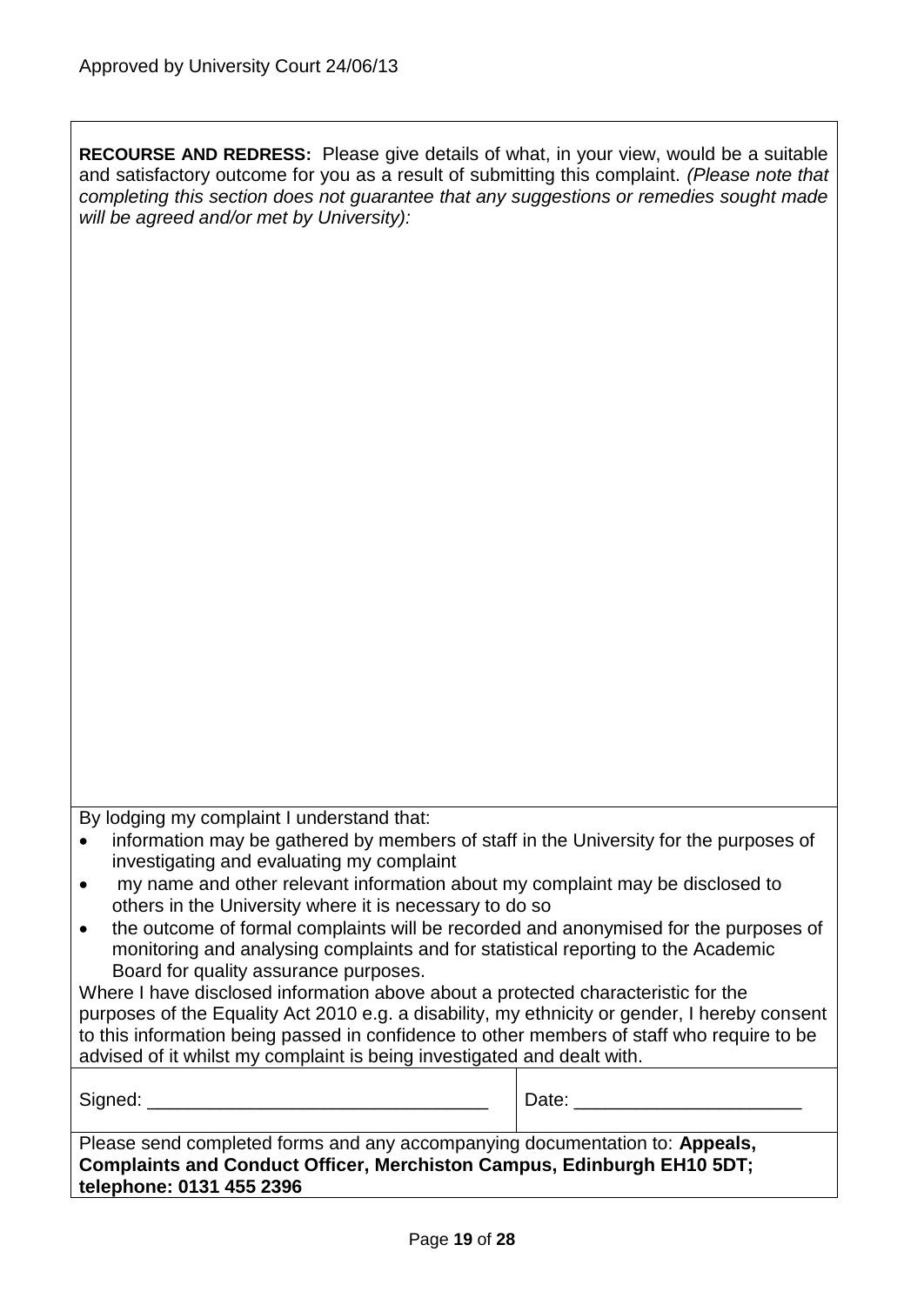Approved by University Court 24/06/13

**RECOURSE AND REDRESS:** Please give details of what, in your view, would be a suitable and satisfactory outcome for you as a result of submitting this complaint. *(Please note that completing this section does not guarantee that any suggestions or remedies sought made will be agreed and/or met by University):*

By lodging my complaint I understand that:

- information may be gathered by members of staff in the University for the purposes of investigating and evaluating my complaint
- my name and other relevant information about my complaint may be disclosed to others in the University where it is necessary to do so
- the outcome of formal complaints will be recorded and anonymised for the purposes of monitoring and analysing complaints and for statistical reporting to the Academic Board for quality assurance purposes.

Where I have disclosed information above about a protected characteristic for the purposes of the Equality Act 2010 e.g. a disability, my ethnicity or gender, I hereby consent to this information being passed in confidence to other members of staff who require to be advised of it whilst my complaint is being investigated and dealt with.

| Signed: \_\_\_\_\_\_\_\_\_\_\_\_\_\_\_\_\_\_\_\_\_\_\_\_\_\_\_\_\_\_\_\_ | Date: \_\_\_\_\_\_\_\_\_\_\_\_\_\_\_\_\_\_\_\_\_\_ |
|---|---|

Please send completed forms and any accompanying documentation to: **Appeals, Complaints and Conduct Officer, Merchiston Campus, Edinburgh EH10 5DT; telephone: 0131 455 2396**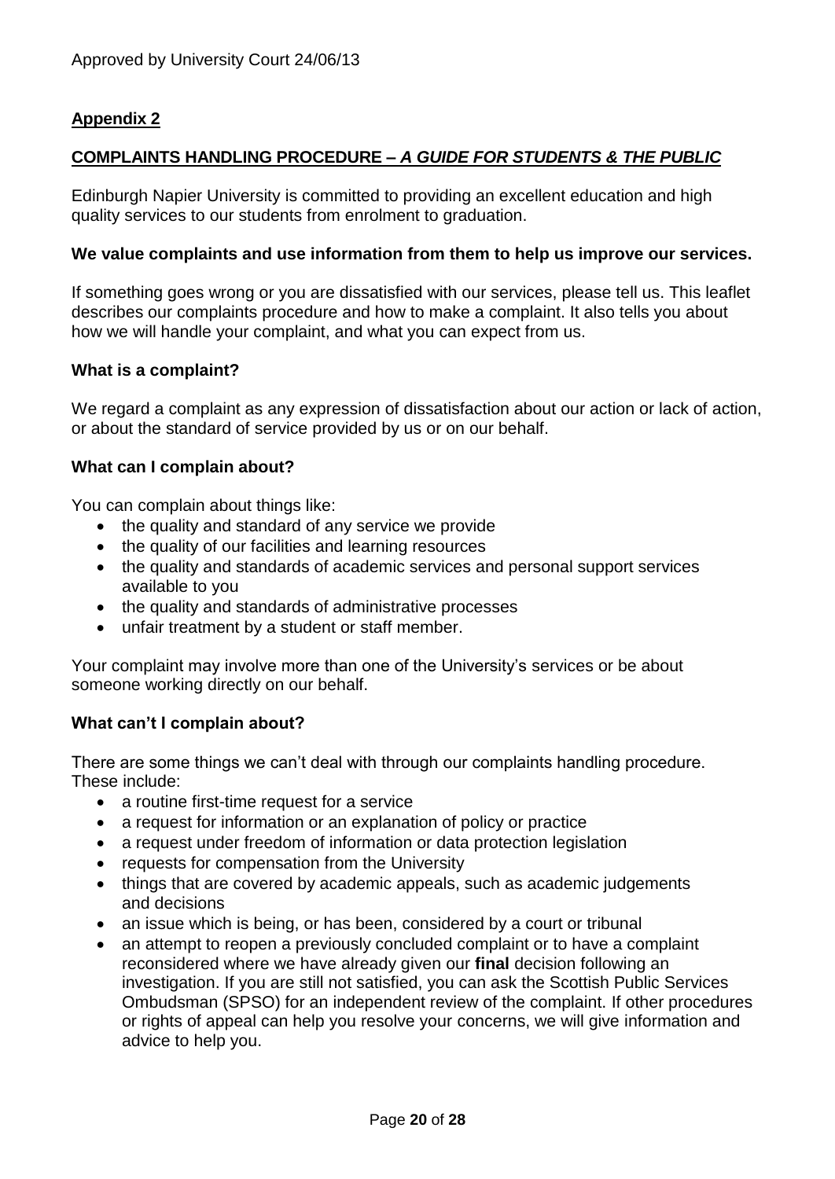Approved by University Court 24/06/13

## Appendix 2

## COMPLAINTS HANDLING PROCEDURE – *A GUIDE FOR STUDENTS & THE PUBLIC*

Edinburgh Napier University is committed to providing an excellent education and high quality services to our students from enrolment to graduation.

**We value complaints and use information from them to help us improve our services.**

If something goes wrong or you are dissatisfied with our services, please tell us. This leaflet describes our complaints procedure and how to make a complaint. It also tells you about how we will handle your complaint, and what you can expect from us.

### What is a complaint?

We regard a complaint as any expression of dissatisfaction about our action or lack of action, or about the standard of service provided by us or on our behalf.

### What can I complain about?

You can complain about things like:

- the quality and standard of any service we provide
- the quality of our facilities and learning resources
- the quality and standards of academic services and personal support services available to you
- the quality and standards of administrative processes
- unfair treatment by a student or staff member.

Your complaint may involve more than one of the University's services or be about someone working directly on our behalf.

### What can't I complain about?

There are some things we can't deal with through our complaints handling procedure. These include:

- a routine first-time request for a service
- a request for information or an explanation of policy or practice
- a request under freedom of information or data protection legislation
- requests for compensation from the University
- things that are covered by academic appeals, such as academic judgements and decisions
- an issue which is being, or has been, considered by a court or tribunal
- an attempt to reopen a previously concluded complaint or to have a complaint reconsidered where we have already given our **final** decision following an investigation. If you are still not satisfied, you can ask the Scottish Public Services Ombudsman (SPSO) for an independent review of the complaint. If other procedures or rights of appeal can help you resolve your concerns, we will give information and advice to help you.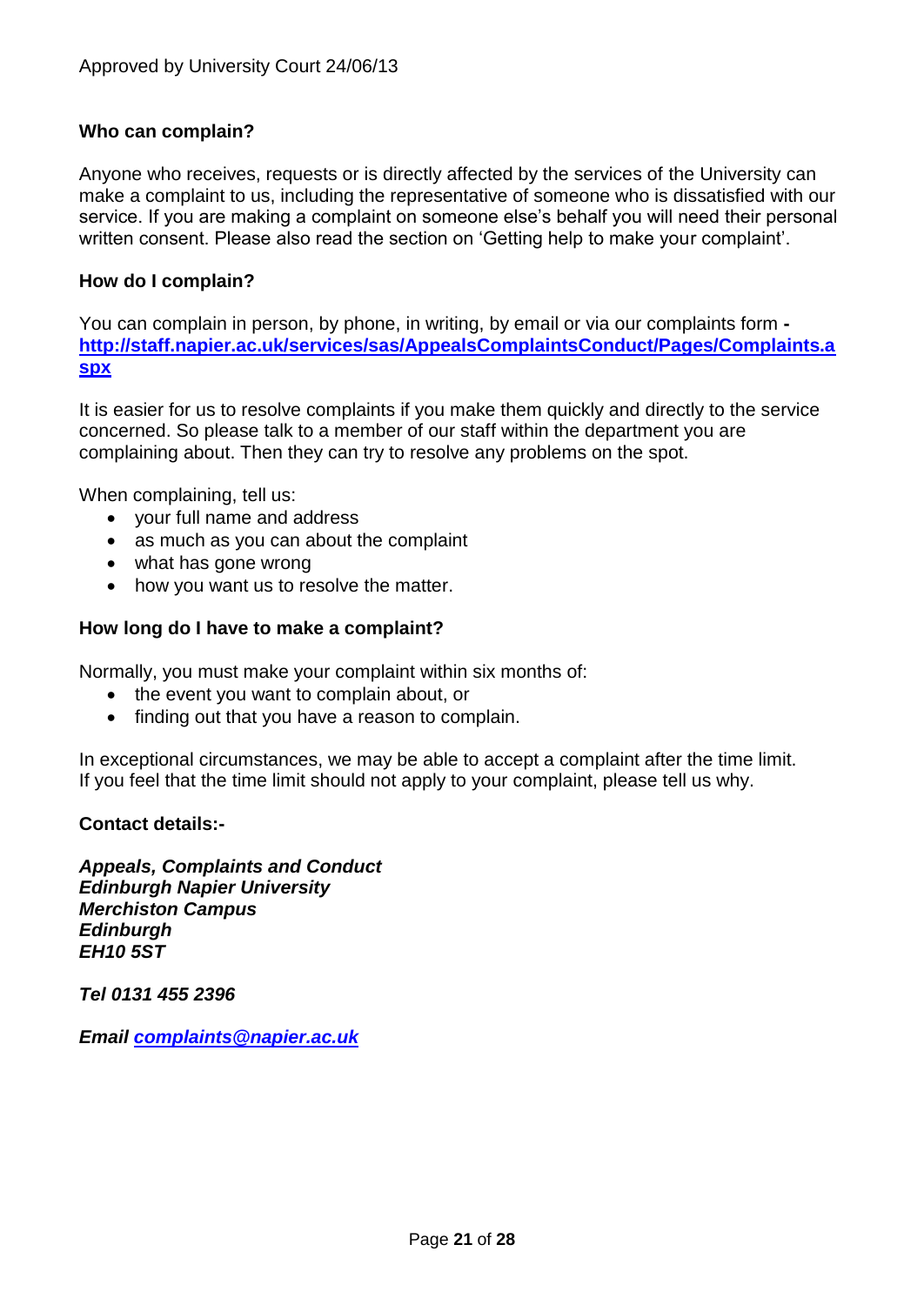Approved by University Court 24/06/13

**Who can complain?**

Anyone who receives, requests or is directly affected by the services of the University can make a complaint to us, including the representative of someone who is dissatisfied with our service. If you are making a complaint on someone else's behalf you will need their personal written consent. Please also read the section on 'Getting help to make your complaint'.

**How do I complain?**

You can complain in person, by phone, in writing, by email or via our complaints form **- [http://staff.napier.ac.uk/services/sas/AppealsComplaintsConduct/Pages/Complaints.aspx](http://staff.napier.ac.uk/services/sas/AppealsComplaintsConduct/Pages/Complaints.aspx)**

It is easier for us to resolve complaints if you make them quickly and directly to the service concerned. So please talk to a member of our staff within the department you are complaining about. Then they can try to resolve any problems on the spot.

When complaining, tell us:

- your full name and address
- as much as you can about the complaint
- what has gone wrong
- how you want us to resolve the matter.

**How long do I have to make a complaint?**

Normally, you must make your complaint within six months of:

- the event you want to complain about, or
- finding out that you have a reason to complain.

In exceptional circumstances, we may be able to accept a complaint after the time limit. If you feel that the time limit should not apply to your complaint, please tell us why.

**Contact details:-**

***Appeals, Complaints and Conduct***
***Edinburgh Napier University***
***Merchiston Campus***
***Edinburgh***
***EH10 5ST***

***Tel 0131 455 2396***

***Email [complaints@napier.ac.uk](mailto:complaints@napier.ac.uk)***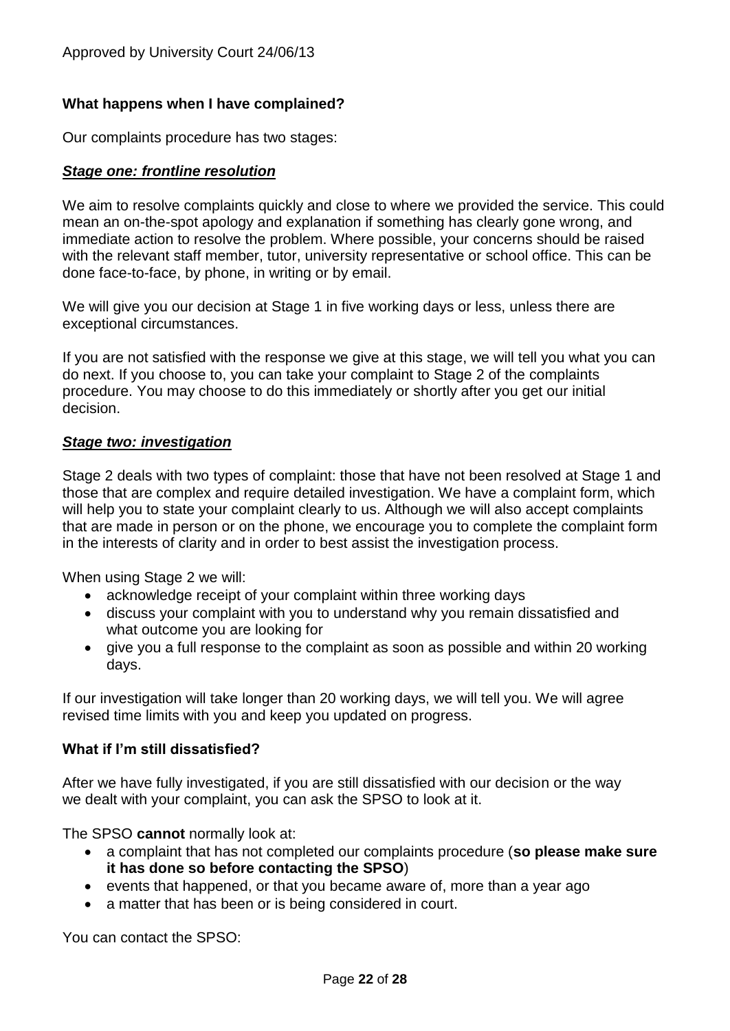**What happens when I have complained?**

Our complaints procedure has two stages:

***Stage one: frontline resolution***

We aim to resolve complaints quickly and close to where we provided the service. This could mean an on-the-spot apology and explanation if something has clearly gone wrong, and immediate action to resolve the problem. Where possible, your concerns should be raised with the relevant staff member, tutor, university representative or school office. This can be done face-to-face, by phone, in writing or by email.

We will give you our decision at Stage 1 in five working days or less, unless there are exceptional circumstances.

If you are not satisfied with the response we give at this stage, we will tell you what you can do next. If you choose to, you can take your complaint to Stage 2 of the complaints procedure. You may choose to do this immediately or shortly after you get our initial decision.

***Stage two: investigation***

Stage 2 deals with two types of complaint: those that have not been resolved at Stage 1 and those that are complex and require detailed investigation. We have a complaint form, which will help you to state your complaint clearly to us. Although we will also accept complaints that are made in person or on the phone, we encourage you to complete the complaint form in the interests of clarity and in order to best assist the investigation process.

When using Stage 2 we will:

- acknowledge receipt of your complaint within three working days
- discuss your complaint with you to understand why you remain dissatisfied and what outcome you are looking for
- give you a full response to the complaint as soon as possible and within 20 working days.

If our investigation will take longer than 20 working days, we will tell you. We will agree revised time limits with you and keep you updated on progress.

**What if I'm still dissatisfied?**

After we have fully investigated, if you are still dissatisfied with our decision or the way we dealt with your complaint, you can ask the SPSO to look at it.

The SPSO **cannot** normally look at:

- a complaint that has not completed our complaints procedure (**so please make sure it has done so before contacting the SPSO**)
- events that happened, or that you became aware of, more than a year ago
- a matter that has been or is being considered in court.

You can contact the SPSO: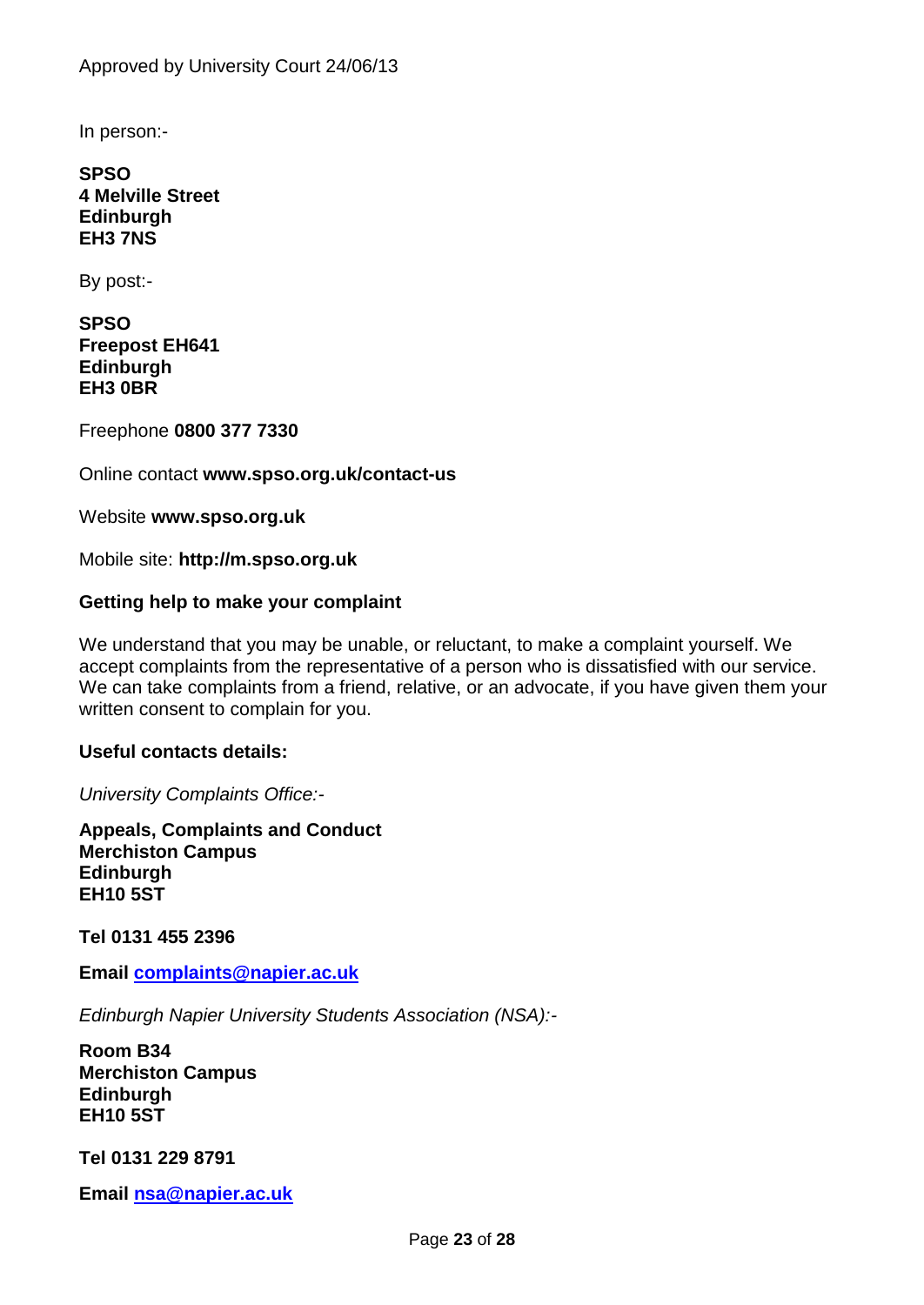Approved by University Court 24/06/13

In person:-

**SPSO**
**4 Melville Street**
**Edinburgh**
**EH3 7NS**

By post:-

**SPSO**
**Freepost EH641**
**Edinburgh**
**EH3 0BR**

Freephone **0800 377 7330**

Online contact **www.spso.org.uk/contact-us**

Website **www.spso.org.uk**

Mobile site: **http://m.spso.org.uk**

**Getting help to make your complaint**

We understand that you may be unable, or reluctant, to make a complaint yourself. We accept complaints from the representative of a person who is dissatisfied with our service. We can take complaints from a friend, relative, or an advocate, if you have given them your written consent to complain for you.

**Useful contacts details:**

*University Complaints Office:-*

**Appeals, Complaints and Conduct**
**Merchiston Campus**
**Edinburgh**
**EH10 5ST**

**Tel 0131 455 2396**

**Email complaints@napier.ac.uk**

*Edinburgh Napier University Students Association (NSA):-*

**Room B34**
**Merchiston Campus**
**Edinburgh**
**EH10 5ST**

**Tel 0131 229 8791**

**Email nsa@napier.ac.uk**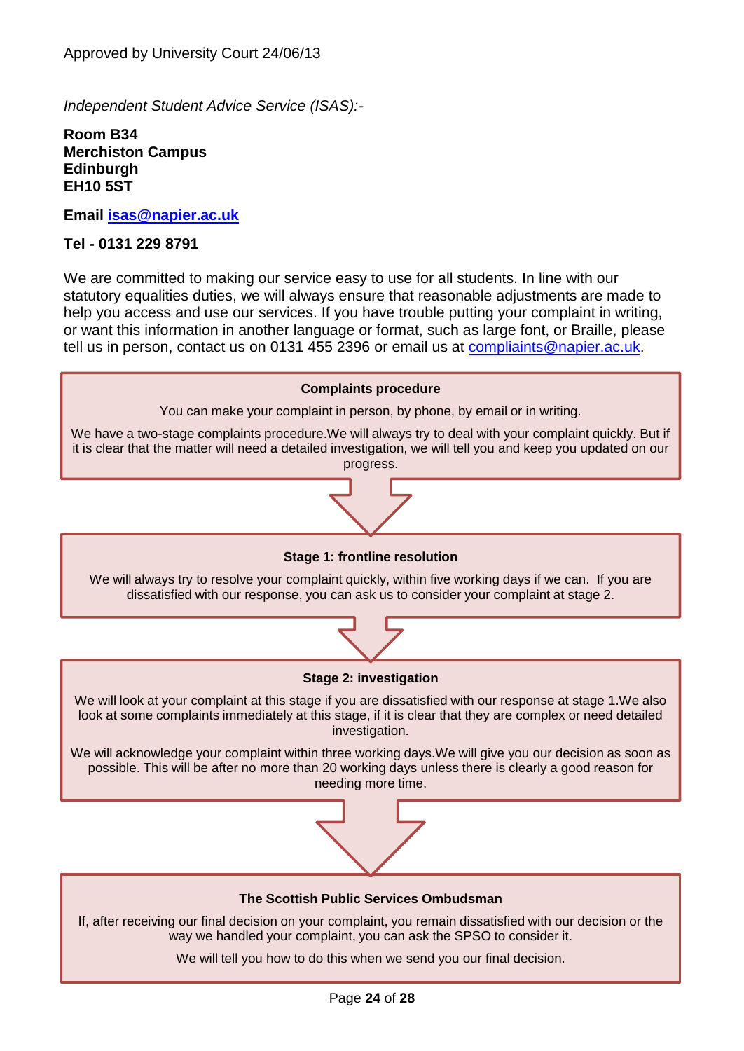Approved by University Court 24/06/13

*Independent Student Advice Service (ISAS):-*

**Room B34**
**Merchiston Campus**
**Edinburgh**
**EH10 5ST**

**Email [isas@napier.ac.uk](mailto:isas@napier.ac.uk)**

**Tel - 0131 229 8791**

We are committed to making our service easy to use for all students. In line with our statutory equalities duties, we will always ensure that reasonable adjustments are made to help you access and use our services. If you have trouble putting your complaint in writing, or want this information in another language or format, such as large font, or Braille, please tell us in person, contact us on 0131 455 2396 or email us at [compliaints@napier.ac.uk](mailto:compliaints@napier.ac.uk).

**Complaints procedure**

You can make your complaint in person, by phone, by email or in writing.

We have a two-stage complaints procedure.We will always try to deal with your complaint quickly. But if it is clear that the matter will need a detailed investigation, we will tell you and keep you updated on our progress.

**Stage 1: frontline resolution**

We will always try to resolve your complaint quickly, within five working days if we can. If you are dissatisfied with our response, you can ask us to consider your complaint at stage 2.

**Stage 2: investigation**

We will look at your complaint at this stage if you are dissatisfied with our response at stage 1.We also look at some complaints immediately at this stage, if it is clear that they are complex or need detailed investigation.

We will acknowledge your complaint within three working days.We will give you our decision as soon as possible. This will be after no more than 20 working days unless there is clearly a good reason for needing more time.

**The Scottish Public Services Ombudsman**

If, after receiving our final decision on your complaint, you remain dissatisfied with our decision or the way we handled your complaint, you can ask the SPSO to consider it.

We will tell you how to do this when we send you our final decision.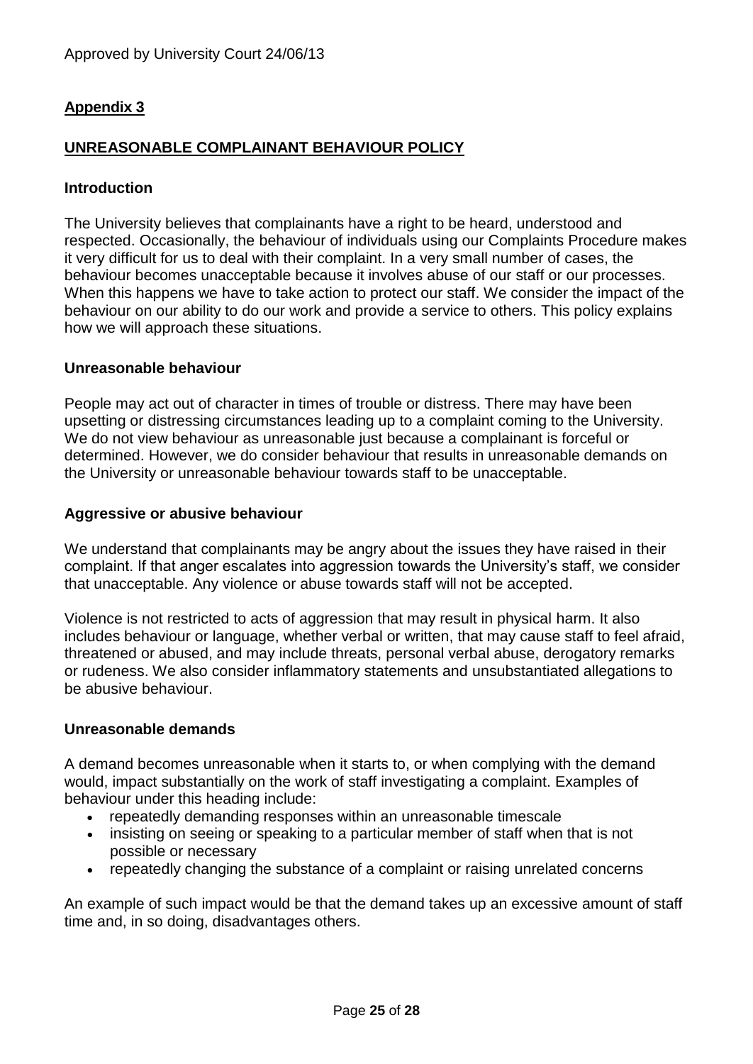Approved by University Court 24/06/13

## Appendix 3

## UNREASONABLE COMPLAINANT BEHAVIOUR POLICY

### Introduction

The University believes that complainants have a right to be heard, understood and respected. Occasionally, the behaviour of individuals using our Complaints Procedure makes it very difficult for us to deal with their complaint. In a very small number of cases, the behaviour becomes unacceptable because it involves abuse of our staff or our processes. When this happens we have to take action to protect our staff. We consider the impact of the behaviour on our ability to do our work and provide a service to others. This policy explains how we will approach these situations.

### Unreasonable behaviour

People may act out of character in times of trouble or distress. There may have been upsetting or distressing circumstances leading up to a complaint coming to the University. We do not view behaviour as unreasonable just because a complainant is forceful or determined. However, we do consider behaviour that results in unreasonable demands on the University or unreasonable behaviour towards staff to be unacceptable.

### Aggressive or abusive behaviour

We understand that complainants may be angry about the issues they have raised in their complaint. If that anger escalates into aggression towards the University's staff, we consider that unacceptable. Any violence or abuse towards staff will not be accepted.

Violence is not restricted to acts of aggression that may result in physical harm. It also includes behaviour or language, whether verbal or written, that may cause staff to feel afraid, threatened or abused, and may include threats, personal verbal abuse, derogatory remarks or rudeness. We also consider inflammatory statements and unsubstantiated allegations to be abusive behaviour.

### Unreasonable demands

A demand becomes unreasonable when it starts to, or when complying with the demand would, impact substantially on the work of staff investigating a complaint. Examples of behaviour under this heading include:

- repeatedly demanding responses within an unreasonable timescale
- insisting on seeing or speaking to a particular member of staff when that is not possible or necessary
- repeatedly changing the substance of a complaint or raising unrelated concerns

An example of such impact would be that the demand takes up an excessive amount of staff time and, in so doing, disadvantages others.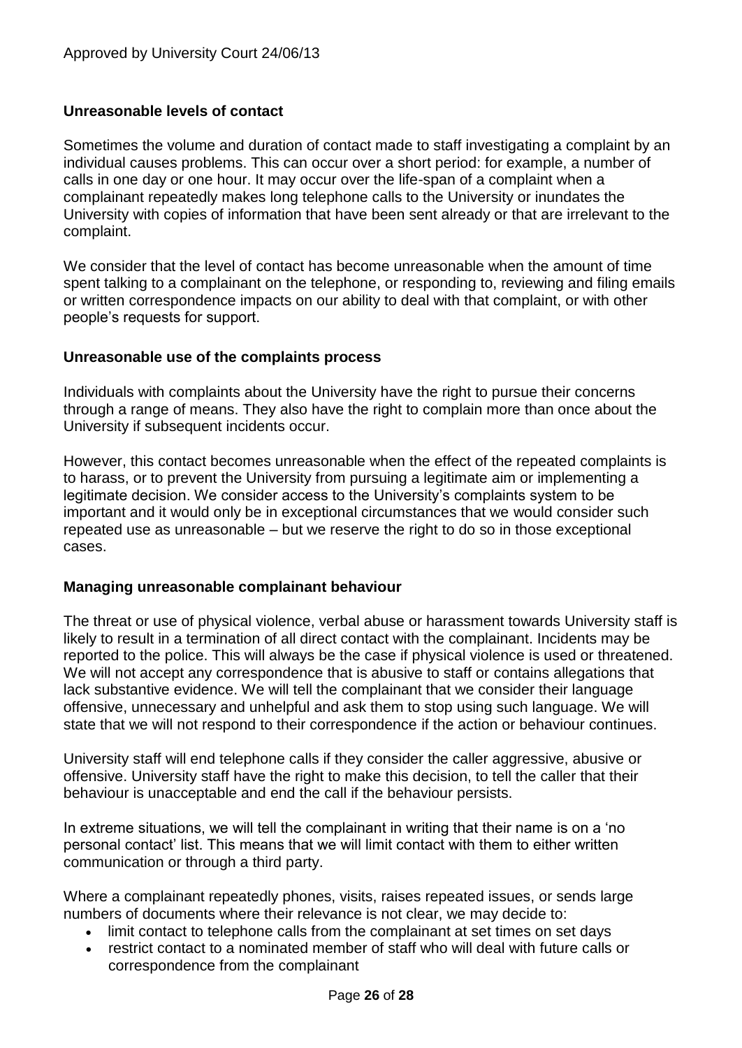Approved by University Court 24/06/13

### Unreasonable levels of contact

Sometimes the volume and duration of contact made to staff investigating a complaint by an individual causes problems. This can occur over a short period: for example, a number of calls in one day or one hour. It may occur over the life-span of a complaint when a complainant repeatedly makes long telephone calls to the University or inundates the University with copies of information that have been sent already or that are irrelevant to the complaint.

We consider that the level of contact has become unreasonable when the amount of time spent talking to a complainant on the telephone, or responding to, reviewing and filing emails or written correspondence impacts on our ability to deal with that complaint, or with other people's requests for support.

### Unreasonable use of the complaints process

Individuals with complaints about the University have the right to pursue their concerns through a range of means. They also have the right to complain more than once about the University if subsequent incidents occur.

However, this contact becomes unreasonable when the effect of the repeated complaints is to harass, or to prevent the University from pursuing a legitimate aim or implementing a legitimate decision. We consider access to the University's complaints system to be important and it would only be in exceptional circumstances that we would consider such repeated use as unreasonable – but we reserve the right to do so in those exceptional cases.

### Managing unreasonable complainant behaviour

The threat or use of physical violence, verbal abuse or harassment towards University staff is likely to result in a termination of all direct contact with the complainant. Incidents may be reported to the police. This will always be the case if physical violence is used or threatened. We will not accept any correspondence that is abusive to staff or contains allegations that lack substantive evidence. We will tell the complainant that we consider their language offensive, unnecessary and unhelpful and ask them to stop using such language. We will state that we will not respond to their correspondence if the action or behaviour continues.

University staff will end telephone calls if they consider the caller aggressive, abusive or offensive. University staff have the right to make this decision, to tell the caller that their behaviour is unacceptable and end the call if the behaviour persists.

In extreme situations, we will tell the complainant in writing that their name is on a 'no personal contact' list. This means that we will limit contact with them to either written communication or through a third party.

Where a complainant repeatedly phones, visits, raises repeated issues, or sends large numbers of documents where their relevance is not clear, we may decide to:

- limit contact to telephone calls from the complainant at set times on set days
- restrict contact to a nominated member of staff who will deal with future calls or correspondence from the complainant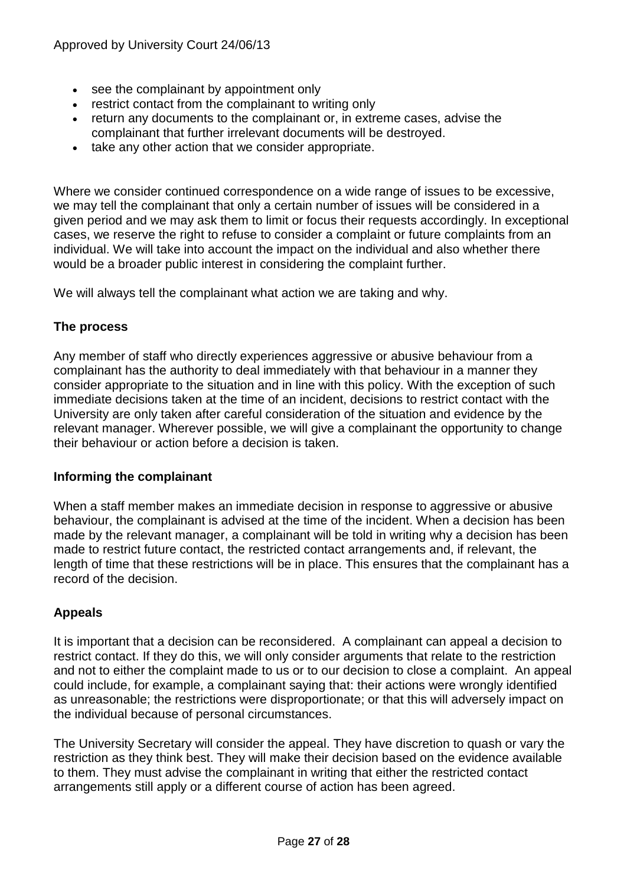- see the complainant by appointment only
- restrict contact from the complainant to writing only
- return any documents to the complainant or, in extreme cases, advise the complainant that further irrelevant documents will be destroyed.
- take any other action that we consider appropriate.

Where we consider continued correspondence on a wide range of issues to be excessive, we may tell the complainant that only a certain number of issues will be considered in a given period and we may ask them to limit or focus their requests accordingly. In exceptional cases, we reserve the right to refuse to consider a complaint or future complaints from an individual. We will take into account the impact on the individual and also whether there would be a broader public interest in considering the complaint further.

We will always tell the complainant what action we are taking and why.

**The process**

Any member of staff who directly experiences aggressive or abusive behaviour from a complainant has the authority to deal immediately with that behaviour in a manner they consider appropriate to the situation and in line with this policy. With the exception of such immediate decisions taken at the time of an incident, decisions to restrict contact with the University are only taken after careful consideration of the situation and evidence by the relevant manager. Wherever possible, we will give a complainant the opportunity to change their behaviour or action before a decision is taken.

**Informing the complainant**

When a staff member makes an immediate decision in response to aggressive or abusive behaviour, the complainant is advised at the time of the incident. When a decision has been made by the relevant manager, a complainant will be told in writing why a decision has been made to restrict future contact, the restricted contact arrangements and, if relevant, the length of time that these restrictions will be in place. This ensures that the complainant has a record of the decision.

**Appeals**

It is important that a decision can be reconsidered. A complainant can appeal a decision to restrict contact. If they do this, we will only consider arguments that relate to the restriction and not to either the complaint made to us or to our decision to close a complaint. An appeal could include, for example, a complainant saying that: their actions were wrongly identified as unreasonable; the restrictions were disproportionate; or that this will adversely impact on the individual because of personal circumstances.

The University Secretary will consider the appeal. They have discretion to quash or vary the restriction as they think best. They will make their decision based on the evidence available to them. They must advise the complainant in writing that either the restricted contact arrangements still apply or a different course of action has been agreed.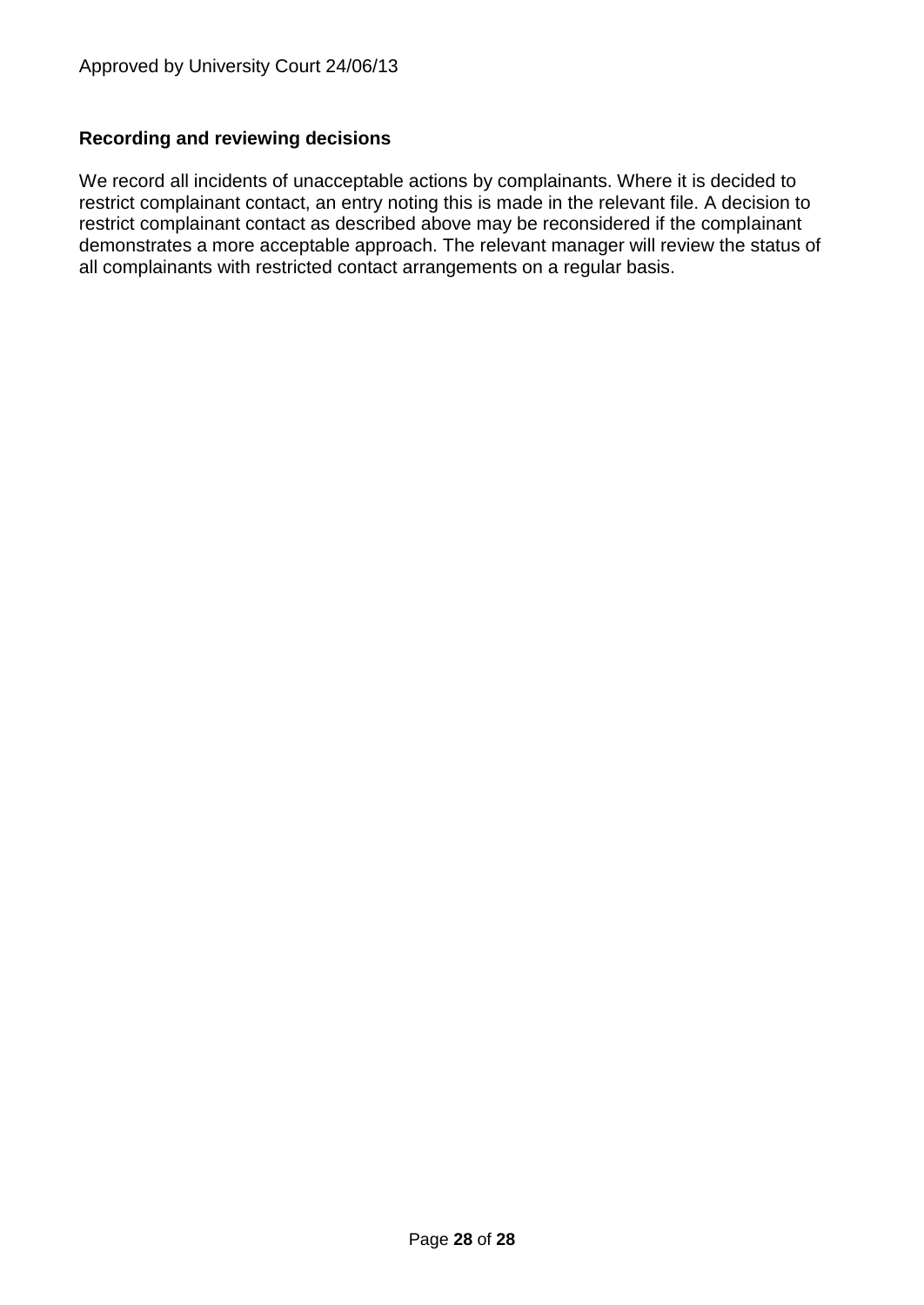### Recording and reviewing decisions

We record all incidents of unacceptable actions by complainants. Where it is decided to restrict complainant contact, an entry noting this is made in the relevant file. A decision to restrict complainant contact as described above may be reconsidered if the complainant demonstrates a more acceptable approach. The relevant manager will review the status of all complainants with restricted contact arrangements on a regular basis.